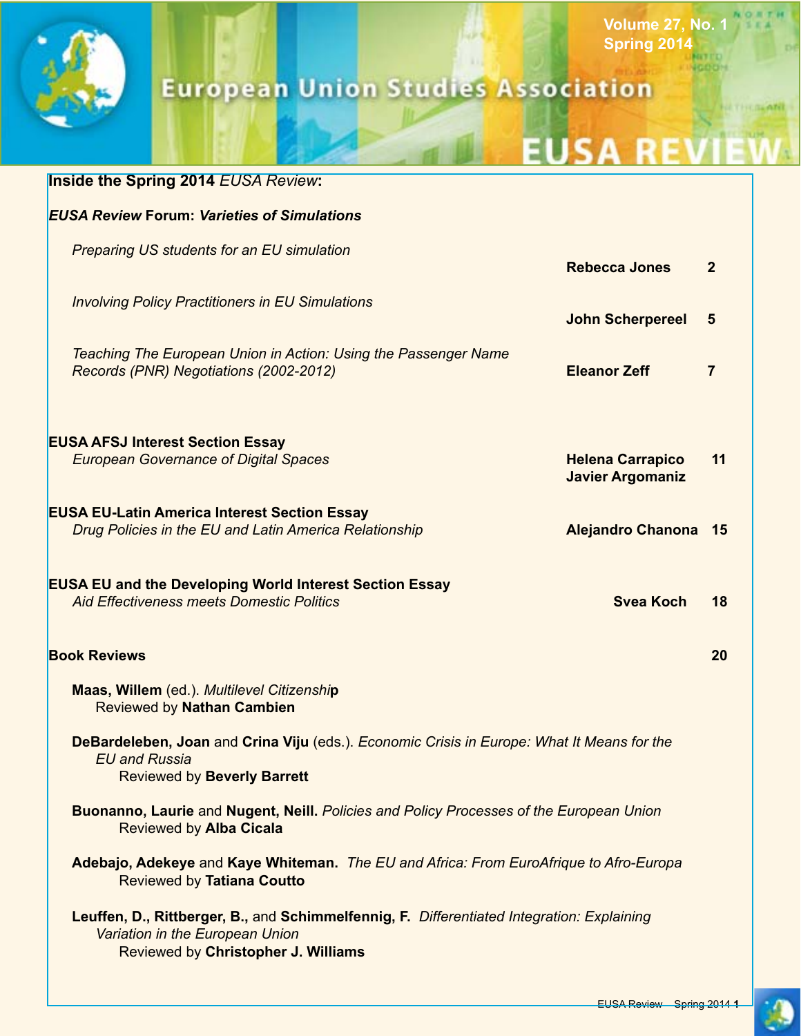# European Union Studies Association

# EUSA REVIEW

Volume 27, No. 1
Spring 2014

## Inside the Spring 2014 *EUSA Review*:

### *EUSA Review* Forum: *Varieties of Simulations*

*Preparing US students for an EU simulation* — **Rebecca Jones** 2

*Involving Policy Practitioners in EU Simulations* — **John Scherpereel** 5

*Teaching The European Union in Action: Using the Passenger Name Records (PNR) Negotiations (2002-2012)* — **Eleanor Zeff** 7

### EUSA AFSJ Interest Section Essay

*European Governance of Digital Spaces* — **Helena Carrapico**, **Javier Argomaniz** 11

### EUSA EU-Latin America Interest Section Essay

*Drug Policies in the EU and Latin America Relationship* — **Alejandro Chanona** 15

### EUSA EU and the Developing World Interest Section Essay

*Aid Effectiveness meets Domestic Politics* — **Svea Koch** 18

### Book Reviews 20

**Maas, Willem** (ed.). *Multilevel Citizenship*
Reviewed by **Nathan Cambien**

**DeBardeleben, Joan** and **Crina Viju** (eds.). *Economic Crisis in Europe: What It Means for the EU and Russia*
Reviewed by **Beverly Barrett**

**Buonanno, Laurie** and **Nugent, Neill.** *Policies and Policy Processes of the European Union*
Reviewed by **Alba Cicala**

**Adebajo, Adekeye** and **Kaye Whiteman.** *The EU and Africa: From EuroAfrique to Afro-Europa*
Reviewed by **Tatiana Coutto**

**Leuffen, D., Rittberger, B.,** and **Schimmelfennig, F.** *Differentiated Integration: Explaining Variation in the European Union*
Reviewed by **Christopher J. Williams**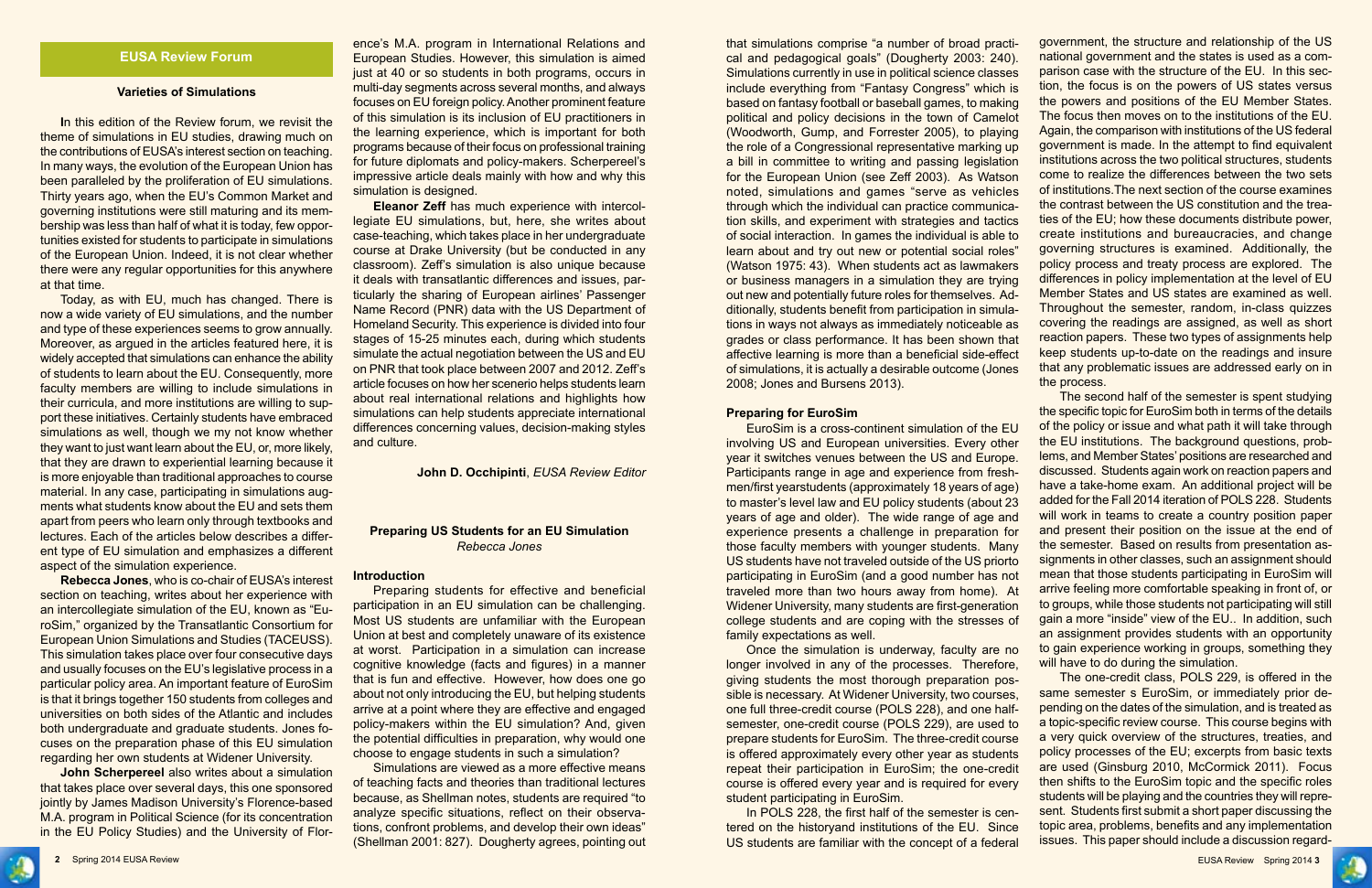## EUSA Review Forum

### Varieties of Simulations

In this edition of the Review forum, we revisit the theme of simulations in EU studies, drawing much on the contributions of EUSA's interest section on teaching. In many ways, the evolution of the European Union has been paralleled by the proliferation of EU simulations. Thirty years ago, when the EU's Common Market and governing institutions were still maturing and its membership was less than half of what it is today, few opportunities existed for students to participate in simulations of the European Union. Indeed, it is not clear whether there were any regular opportunities for this anywhere at that time.

Today, as with EU, much has changed. There is now a wide variety of EU simulations, and the number and type of these experiences seems to grow annually. Moreover, as argued in the articles featured here, it is widely accepted that simulations can enhance the ability of students to learn about the EU. Consequently, more faculty members are willing to include simulations in their curricula, and more institutions are willing to support these initiatives. Certainly students have embraced simulations as well, though we my not know whether they want to just want learn about the EU, or, more likely, that they are drawn to experiential learning because it is more enjoyable than traditional approaches to course material. In any case, participating in simulations augments what students know about the EU and sets them apart from peers who learn only through textbooks and lectures. Each of the articles below describes a different type of EU simulation and emphasizes a different aspect of the simulation experience.

**Rebecca Jones**, who is co-chair of EUSA's interest section on teaching, writes about her experience with an intercollegiate simulation of the EU, known as "EuroSim," organized by the Transatlantic Consortium for European Union Simulations and Studies (TACEUSS). This simulation takes place over four consecutive days and usually focuses on the EU's legislative process in a particular policy area. An important feature of EuroSim is that it brings together 150 students from colleges and universities on both sides of the Atlantic and includes both undergraduate and graduate students. Jones focuses on the preparation phase of this EU simulation regarding her own students at Widener University.

**John Scherpereel** also writes about a simulation that takes place over several days, this one sponsored jointly by James Madison University's Florence-based M.A. program in Political Science (for its concentration in the EU Policy Studies) and the University of Florence's M.A. program in International Relations and European Studies. However, this simulation is aimed just at 40 or so students in both programs, occurs in multi-day segments across several months, and always focuses on EU foreign policy. Another prominent feature of this simulation is its inclusion of EU practitioners in the learning experience, which is important for both programs because of their focus on professional training for future diplomats and policy-makers. Scherpereel's impressive article deals mainly with how and why this simulation is designed.

**Eleanor Zeff** has much experience with intercollegiate EU simulations, but, here, she writes about case-teaching, which takes place in her undergraduate course at Drake University (but be conducted in any classroom). Zeff's simulation is also unique because it deals with transatlantic differences and issues, particularly the sharing of European airlines' Passenger Name Record (PNR) data with the US Department of Homeland Security. This experience is divided into four stages of 15-25 minutes each, during which students simulate the actual negotiation between the US and EU on PNR that took place between 2007 and 2012. Zeff's article focuses on how her scenerio helps students learn about real international relations and highlights how simulations can help students appreciate international differences concerning values, decision-making styles and culture.

**John D. Occhipinti**, *EUSA Review Editor*

### Preparing US Students for an EU Simulation

*Rebecca Jones*

#### Introduction

Preparing students for effective and beneficial participation in an EU simulation can be challenging. Most US students are unfamiliar with the European Union at best and completely unaware of its existence at worst. Participation in a simulation can increase cognitive knowledge (facts and figures) in a manner that is fun and effective. However, how does one go about not only introducing the EU, but helping students arrive at a point where they are effective and engaged policy-makers within the EU simulation? And, given the potential difficulties in preparation, why would one choose to engage students in such a simulation?

Simulations are viewed as a more effective means of teaching facts and theories than traditional lectures because, as Shellman notes, students are required "to analyze specific situations, reflect on their observations, confront problems, and develop their own ideas" (Shellman 2001: 827). Dougherty agrees, pointing out that simulations comprise "a number of broad practical and pedagogical goals" (Dougherty 2003: 240). Simulations currently in use in political science classes include everything from "Fantasy Congress" which is based on fantasy football or baseball games, to making political and policy decisions in the town of Camelot (Woodworth, Gump, and Forrester 2005), to playing the role of a Congressional representative marking up a bill in committee to writing and passing legislation for the European Union (see Zeff 2003). As Watson noted, simulations and games "serve as vehicles through which the individual can practice communication skills, and experiment with strategies and tactics of social interaction. In games the individual is able to learn about and try out new or potential social roles" (Watson 1975: 43). When students act as lawmakers or business managers in a simulation they are trying out new and potentially future roles for themselves. Additionally, students benefit from participation in simulations in ways not always as immediately noticeable as grades or class performance. It has been shown that affective learning is more than a beneficial side-effect of simulations, it is actually a desirable outcome (Jones 2008; Jones and Bursens 2013).

#### Preparing for EuroSim

EuroSim is a cross-continent simulation of the EU involving US and European universities. Every other year it switches venues between the US and Europe. Participants range in age and experience from freshmen/first yearstudents (approximately 18 years of age) to master's level law and EU policy students (about 23 years of age and older). The wide range of age and experience presents a challenge in preparation for those faculty members with younger students. Many US students have not traveled outside of the US priorto participating in EuroSim (and a good number has not traveled more than two hours away from home). At Widener University, many students are first-generation college students and are coping with the stresses of family expectations as well.

Once the simulation is underway, faculty are no longer involved in any of the processes. Therefore, giving students the most thorough preparation possible is necessary. At Widener University, two courses, one full three-credit course (POLS 228), and one half-semester, one-credit course (POLS 229), are used to prepare students for EuroSim. The three-credit course is offered approximately every other year as students repeat their participation in EuroSim; the one-credit course is offered every year and is required for every student participating in EuroSim.

In POLS 228, the first half of the semester is centered on the historyand institutions of the EU. Since US students are familiar with the concept of a federal government, the structure and relationship of the US national government and the states is used as a comparison case with the structure of the EU. In this section, the focus is on the powers of US states versus the powers and positions of the EU Member States. The focus then moves on to the institutions of the EU. Again, the comparison with institutions of the US federal government is made. In the attempt to find equivalent institutions across the two political structures, students come to realize the differences between the two sets of institutions.The next section of the course examines the contrast between the US constitution and the treaties of the EU; how these documents distribute power, create institutions and bureaucracies, and change governing structures is examined. Additionally, the policy process and treaty process are explored. The differences in policy implementation at the level of EU Member States and US states are examined as well. Throughout the semester, random, in-class quizzes covering the readings are assigned, as well as short reaction papers. These two types of assignments help keep students up-to-date on the readings and insure that any problematic issues are addressed early on in the process.

The second half of the semester is spent studying the specific topic for EuroSim both in terms of the details of the policy or issue and what path it will take through the EU institutions. The background questions, problems, and Member States' positions are researched and discussed. Students again work on reaction papers and have a take-home exam. An additional project will be added for the Fall 2014 iteration of POLS 228. Students will work in teams to create a country position paper and present their position on the issue at the end of the semester. Based on results from presentation assignments in other classes, such an assignment should mean that those students participating in EuroSim will arrive feeling more comfortable speaking in front of, or to groups, while those students not participating will still gain a more "inside" view of the EU.. In addition, such an assignment provides students with an opportunity to gain experience working in groups, something they will have to do during the simulation.

The one-credit class, POLS 229, is offered in the same semester s EuroSim, or immediately prior depending on the dates of the simulation, and is treated as a topic-specific review course. This course begins with a very quick overview of the structures, treaties, and policy processes of the EU; excerpts from basic texts are used (Ginsburg 2010, McCormick 2011). Focus then shifts to the EuroSim topic and the specific roles students will be playing and the countries they will represent. Students first submit a short paper discussing the topic area, problems, benefits and any implementation issues. This paper should include a discussion regard-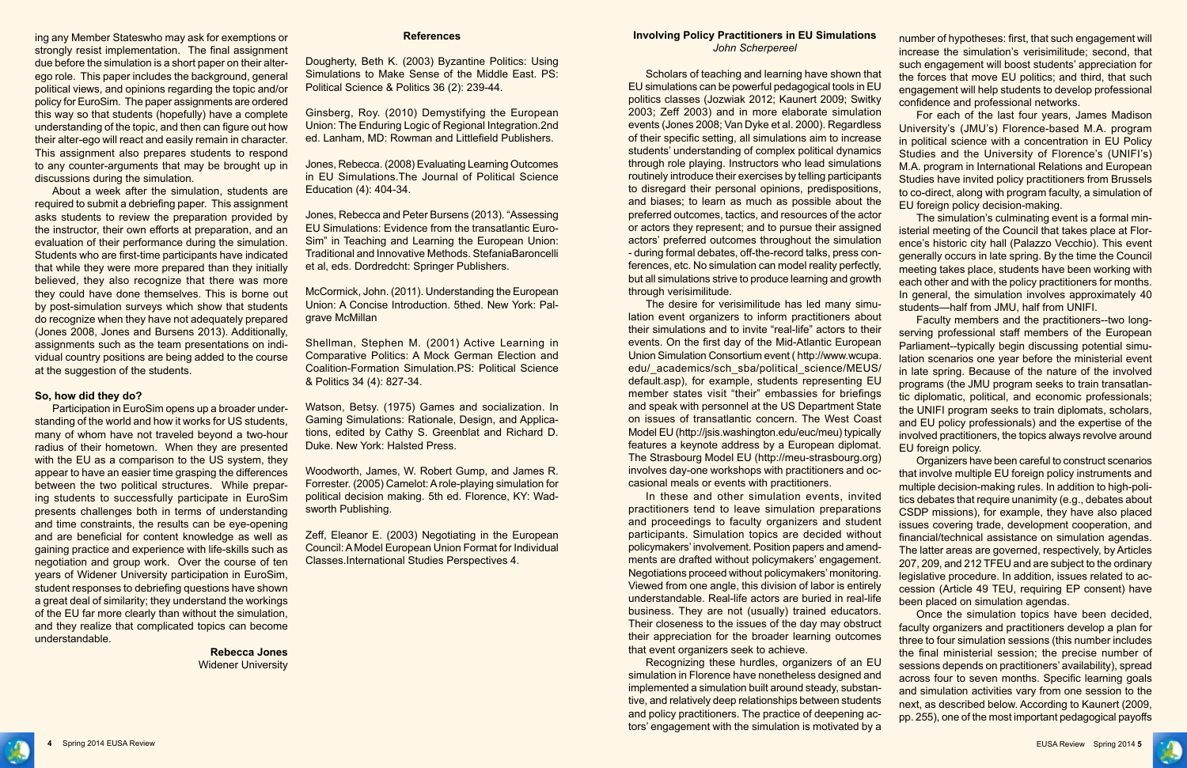ing any Member Stateswho may ask for exemptions or strongly resist implementation. The final assignment due before the simulation is a short paper on their alter-ego role. This paper includes the background, general political views, and opinions regarding the topic and/or policy for EuroSim. The paper assignments are ordered this way so that students (hopefully) have a complete understanding of the topic, and then can figure out how their alter-ego will react and easily remain in character. This assignment also prepares students to respond to any counter-arguments that may be brought up in discussions during the simulation.

About a week after the simulation, students are required to submit a debriefing paper. This assignment asks students to review the preparation provided by the instructor, their own efforts at preparation, and an evaluation of their performance during the simulation. Students who are first-time participants have indicated that while they were more prepared than they initially believed, they also recognize that there was more they could have done themselves. This is borne out by post-simulation surveys which show that students do recognize when they have not adequately prepared (Jones 2008, Jones and Bursens 2013). Additionally, assignments such as the team presentations on individual country positions are being added to the course at the suggestion of the students.

**So, how did they do?**

Participation in EuroSim opens up a broader understanding of the world and how it works for US students, many of whom have not traveled beyond a two-hour radius of their hometown. When they are presented with the EU as a comparison to the US system, they appear to have an easier time grasping the differences between the two political structures. While preparing students to successfully participate in EuroSim presents challenges both in terms of understanding and time constraints, the results can be eye-opening and are beneficial for content knowledge as well as gaining practice and experience with life-skills such as negotiation and group work. Over the course of ten years of Widener University participation in EuroSim, student responses to debriefing questions have shown a great deal of similarity; they understand the workings of the EU far more clearly than without the simulation, and they realize that complicated topics can become understandable.

**Rebecca Jones**
Widener University

**References**

Dougherty, Beth K. (2003) Byzantine Politics: Using Simulations to Make Sense of the Middle East. PS: Political Science & Politics 36 (2): 239-44.

Ginsberg, Roy. (2010) Demystifying the European Union: The Enduring Logic of Regional Integration.2nd ed. Lanham, MD: Rowman and Littlefield Publishers.

Jones, Rebecca. (2008) Evaluating Learning Outcomes in EU Simulations.The Journal of Political Science Education (4): 404-34.

Jones, Rebecca and Peter Bursens (2013). "Assessing EU Simulations: Evidence from the transatlantic Euro-Sim" in Teaching and Learning the European Union: Traditional and Innovative Methods. StefaniaBaroncelli et al, eds. Dordredcht: Springer Publishers.

McCormick, John. (2011). Understanding the European Union: A Concise Introduction. 5thed. New York: Palgrave McMillan

Shellman, Stephen M. (2001) Active Learning in Comparative Politics: A Mock German Election and Coalition-Formation Simulation.PS: Political Science & Politics 34 (4): 827-34.

Watson, Betsy. (1975) Games and socialization. In Gaming Simulations: Rationale, Design, and Applications, edited by Cathy S. Greenblat and Richard D. Duke. New York: Halsted Press.

Woodworth, James, W. Robert Gump, and James R. Forrester. (2005) Camelot: A role-playing simulation for political decision making. 5th ed. Florence, KY: Wadsworth Publishing.

Zeff, Eleanor E. (2003) Negotiating in the European Council: A Model European Union Format for Individual Classes.International Studies Perspectives 4.

## Involving Policy Practitioners in EU Simulations

*John Scherpereel*

Scholars of teaching and learning have shown that EU simulations can be powerful pedagogical tools in EU politics classes (Jozwiak 2012; Kaunert 2009; Switky 2003; Zeff 2003) and in more elaborate simulation events (Jones 2008; Van Dyke et al. 2000). Regardless of their specific setting, all simulations aim to increase students' understanding of complex political dynamics through role playing. Instructors who lead simulations routinely introduce their exercises by telling participants to disregard their personal opinions, predispositions, and biases; to learn as much as possible about the preferred outcomes, tactics, and resources of the actor or actors they represent; and to pursue their assigned actors' preferred outcomes throughout the simulation - during formal debates, off-the-record talks, press conferences, etc. No simulation can model reality perfectly, but all simulations strive to produce learning and growth through verisimilitude.

The desire for verisimilitude has led many simulation event organizers to inform practitioners about their simulations and to invite "real-life" actors to their events. On the first day of the Mid-Atlantic European Union Simulation Consortium event ( http://www.wcupa.edu/_academics/sch_sba/political_science/MEUS/default.asp), for example, students representing EU member states visit "their" embassies for briefings and speak with personnel at the US Department State on issues of transatlantic concern. The West Coast Model EU (http://jsis.washington.edu/euc/meu) typically features a keynote address by a European diplomat. The Strasbourg Model EU (http://meu-strasbourg.org) involves day-one workshops with practitioners and occasional meals or events with practitioners.

In these and other simulation events, invited practitioners tend to leave simulation preparations and proceedings to faculty organizers and student participants. Simulation topics are decided without policymakers' involvement. Position papers and amendments are drafted without policymakers' engagement. Negotiations proceed without policymakers' monitoring. Viewed from one angle, this division of labor is entirely understandable. Real-life actors are buried in real-life business. They are not (usually) trained educators. Their closeness to the issues of the day may obstruct their appreciation for the broader learning outcomes that event organizers seek to achieve.

Recognizing these hurdles, organizers of an EU simulation in Florence have nonetheless designed and implemented a simulation built around steady, substantive, and relatively deep relationships between students and policy practitioners. The practice of deepening actors' engagement with the simulation is motivated by a number of hypotheses: first, that such engagement will increase the simulation's verisimilitude; second, that such engagement will boost students' appreciation for the forces that move EU politics; and third, that such engagement will help students to develop professional confidence and professional networks.

For each of the last four years, James Madison University's (JMU's) Florence-based M.A. program in political science with a concentration in EU Policy Studies and the University of Florence's (UNIFI's) M.A. program in International Relations and European Studies have invited policy practitioners from Brussels to co-direct, along with program faculty, a simulation of EU foreign policy decision-making.

The simulation's culminating event is a formal ministerial meeting of the Council that takes place at Florence's historic city hall (Palazzo Vecchio). This event generally occurs in late spring. By the time the Council meeting takes place, students have been working with each other and with the policy practitioners for months. In general, the simulation involves approximately 40 students—half from JMU, half from UNIFI.

Faculty members and the practitioners--two long-serving professional staff members of the European Parliament--typically begin discussing potential simulation scenarios one year before the ministerial event in late spring. Because of the nature of the involved programs (the JMU program seeks to train transatlantic diplomatic, political, and economic professionals; the UNIFI program seeks to train diplomats, scholars, and EU policy professionals) and the expertise of the involved practitioners, the topics always revolve around EU foreign policy.

Organizers have been careful to construct scenarios that involve multiple EU foreign policy instruments and multiple decision-making rules. In addition to high-politics debates that require unanimity (e.g., debates about CSDP missions), for example, they have also placed issues covering trade, development cooperation, and financial/technical assistance on simulation agendas. The latter areas are governed, respectively, by Articles 207, 209, and 212 TFEU and are subject to the ordinary legislative procedure. In addition, issues related to accession (Article 49 TEU, requiring EP consent) have been placed on simulation agendas.

Once the simulation topics have been decided, faculty organizers and practitioners develop a plan for three to four simulation sessions (this number includes the final ministerial session; the precise number of sessions depends on practitioners' availability), spread across four to seven months. Specific learning goals and simulation activities vary from one session to the next, as described below. According to Kaunert (2009, pp. 255), one of the most important pedagogical payoffs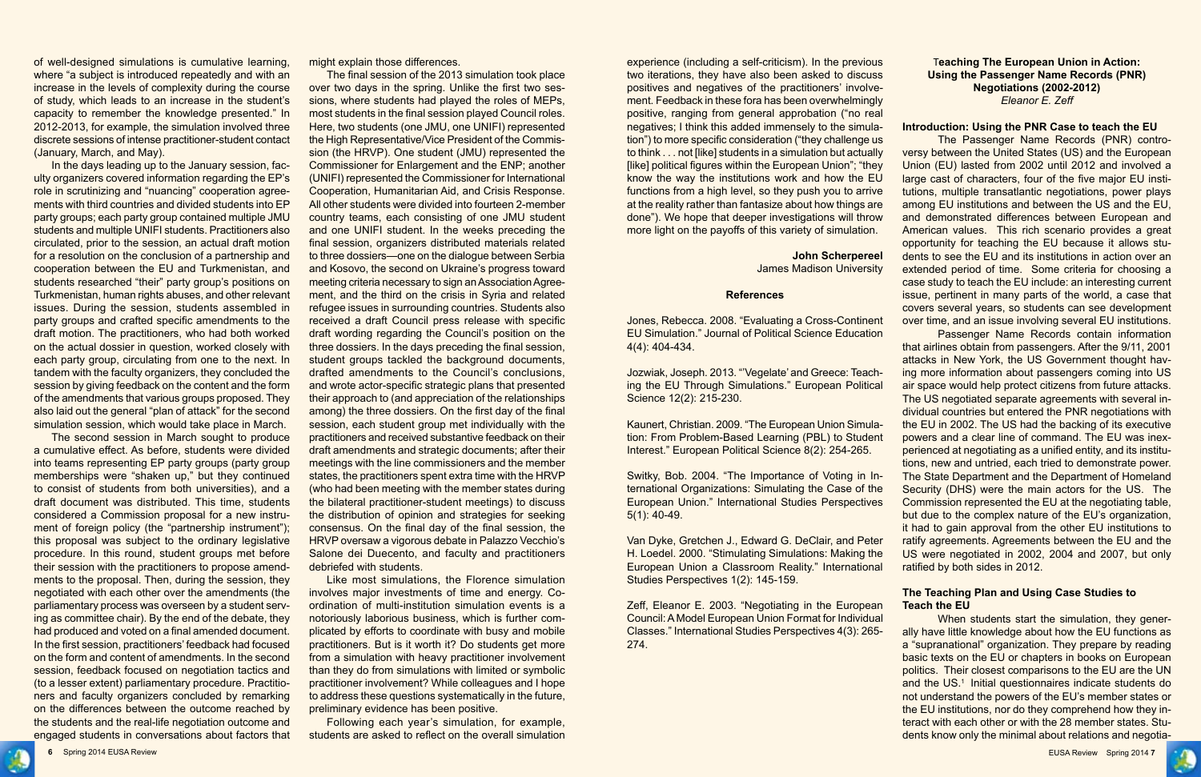of well-designed simulations is cumulative learning, where "a subject is introduced repeatedly and with an increase in the levels of complexity during the course of study, which leads to an increase in the student's capacity to remember the knowledge presented." In 2012-2013, for example, the simulation involved three discrete sessions of intense practitioner-student contact (January, March, and May).

In the days leading up to the January session, faculty organizers covered information regarding the EP's role in scrutinizing and "nuancing" cooperation agreements with third countries and divided students into EP party groups; each party group contained multiple JMU students and multiple UNIFI students. Practitioners also circulated, prior to the session, an actual draft motion for a resolution on the conclusion of a partnership and cooperation between the EU and Turkmenistan, and students researched "their" party group's positions on Turkmenistan, human rights abuses, and other relevant issues. During the session, students assembled in party groups and crafted specific amendments to the draft motion. The practitioners, who had both worked on the actual dossier in question, worked closely with each party group, circulating from one to the next. In tandem with the faculty organizers, they concluded the session by giving feedback on the content and the form of the amendments that various groups proposed. They also laid out the general "plan of attack" for the second simulation session, which would take place in March.

The second session in March sought to produce a cumulative effect. As before, students were divided into teams representing EP party groups (party group memberships were "shaken up," but they continued to consist of students from both universities), and a draft document was distributed. This time, students considered a Commission proposal for a new instrument of foreign policy (the "partnership instrument"); this proposal was subject to the ordinary legislative procedure. In this round, student groups met before their session with the practitioners to propose amendments to the proposal. Then, during the session, they negotiated with each other over the amendments (the parliamentary process was overseen by a student serving as committee chair). By the end of the debate, they had produced and voted on a final amended document. In the first session, practitioners' feedback had focused on the form and content of amendments. In the second session, feedback focused on negotiation tactics and (to a lesser extent) parliamentary procedure. Practitioners and faculty organizers concluded by remarking on the differences between the outcome reached by the students and the real-life negotiation outcome and engaged students in conversations about factors that might explain those differences.

The final session of the 2013 simulation took place over two days in the spring. Unlike the first two sessions, where students had played the roles of MEPs, most students in the final session played Council roles. Here, two students (one JMU, one UNIFI) represented the High Representative/Vice President of the Commission (the HRVP). One student (JMU) represented the Commissioner for Enlargement and the ENP; another (UNIFI) represented the Commissioner for International Cooperation, Humanitarian Aid, and Crisis Response. All other students were divided into fourteen 2-member country teams, each consisting of one JMU student and one UNIFI student. In the weeks preceding the final session, organizers distributed materials related to three dossiers—one on the dialogue between Serbia and Kosovo, the second on Ukraine's progress toward meeting criteria necessary to sign an Association Agreement, and the third on the crisis in Syria and related refugee issues in surrounding countries. Students also received a draft Council press release with specific draft wording regarding the Council's position on the three dossiers. In the days preceding the final session, student groups tackled the background documents, drafted amendments to the Council's conclusions, and wrote actor-specific strategic plans that presented their approach to (and appreciation of the relationships among) the three dossiers. On the first day of the final session, each student group met individually with the practitioners and received substantive feedback on their draft amendments and strategic documents; after their meetings with the line commissioners and the member states, the practitioners spent extra time with the HRVP (who had been meeting with the member states during the bilateral practitioner-student meetings) to discuss the distribution of opinion and strategies for seeking consensus. On the final day of the final session, the HRVP oversaw a vigorous debate in Palazzo Vecchio's Salone dei Duecento, and faculty and practitioners debriefed with students.

Like most simulations, the Florence simulation involves major investments of time and energy. Coordination of multi-institution simulation events is a notoriously laborious business, which is further complicated by efforts to coordinate with busy and mobile practitioners. But is it worth it? Do students get more from a simulation with heavy practitioner involvement than they do from simulations with limited or symbolic practitioner involvement? While colleagues and I hope to address these questions systematically in the future, preliminary evidence has been positive.

Following each year's simulation, for example, students are asked to reflect on the overall simulation experience (including a self-criticism). In the previous two iterations, they have also been asked to discuss positives and negatives of the practitioners' involvement. Feedback in these fora has been overwhelmingly positive, ranging from general approbation ("no real negatives; I think this added immensely to the simulation") to more specific consideration ("they challenge us to think . . . not [like] students in a simulation but actually [like] political figures within the European Union"; "they know the way the institutions work and how the EU functions from a high level, so they push you to arrive at the reality rather than fantasize about how things are done"). We hope that deeper investigations will throw more light on the payoffs of this variety of simulation.

**John Scherpereel**
James Madison University

### References

Jones, Rebecca. 2008. "Evaluating a Cross-Continent EU Simulation." Journal of Political Science Education 4(4): 404-434.

Jozwiak, Joseph. 2013. "'Vegelate' and Greece: Teaching the EU Through Simulations." European Political Science 12(2): 215-230.

Kaunert, Christian. 2009. "The European Union Simulation: From Problem-Based Learning (PBL) to Student Interest." European Political Science 8(2): 254-265.

Switky, Bob. 2004. "The Importance of Voting in International Organizations: Simulating the Case of the European Union." International Studies Perspectives 5(1): 40-49.

Van Dyke, Gretchen J., Edward G. DeClair, and Peter H. Loedel. 2000. "Stimulating Simulations: Making the European Union a Classroom Reality." International Studies Perspectives 1(2): 145-159.

Zeff, Eleanor E. 2003. "Negotiating in the European Council: A Model European Union Format for Individual Classes." International Studies Perspectives 4(3): 265-274.

## Teaching The European Union in Action: Using the Passenger Name Records (PNR) Negotiations (2002-2012)

*Eleanor E. Zeff*

### Introduction: Using the PNR Case to teach the EU

The Passenger Name Records (PNR) controversy between the United States (US) and the European Union (EU) lasted from 2002 until 2012 and involved a large cast of characters, four of the five major EU institutions, multiple transatlantic negotiations, power plays among EU institutions and between the US and the EU, and demonstrated differences between European and American values. This rich scenario provides a great opportunity for teaching the EU because it allows students to see the EU and its institutions in action over an extended period of time. Some criteria for choosing a case study to teach the EU include: an interesting current issue, pertinent in many parts of the world, a case that covers several years, so students can see development over time, and an issue involving several EU institutions.

Passenger Name Records contain information that airlines obtain from passengers. After the 9/11, 2001 attacks in New York, the US Government thought having more information about passengers coming into US air space would help protect citizens from future attacks. The US negotiated separate agreements with several individual countries but entered the PNR negotiations with the EU in 2002. The US had the backing of its executive powers and a clear line of command. The EU was inexperienced at negotiating as a unified entity, and its institutions, new and untried, each tried to demonstrate power. The State Department and the Department of Homeland Security (DHS) were the main actors for the US. The Commission represented the EU at the negotiating table, but due to the complex nature of the EU's organization, it had to gain approval from the other EU institutions to ratify agreements. Agreements between the EU and the US were negotiated in 2002, 2004 and 2007, but only ratified by both sides in 2012.

### The Teaching Plan and Using Case Studies to Teach the EU

When students start the simulation, they generally have little knowledge about how the EU functions as a "supranational" organization. They prepare by reading basic texts on the EU or chapters in books on European politics. Their closest comparisons to the EU are the UN and the US.[1] Initial questionnaires indicate students do not understand the powers of the EU's member states or the EU institutions, nor do they comprehend how they interact with each other or with the 28 member states. Students know only the minimal about relations and negotia-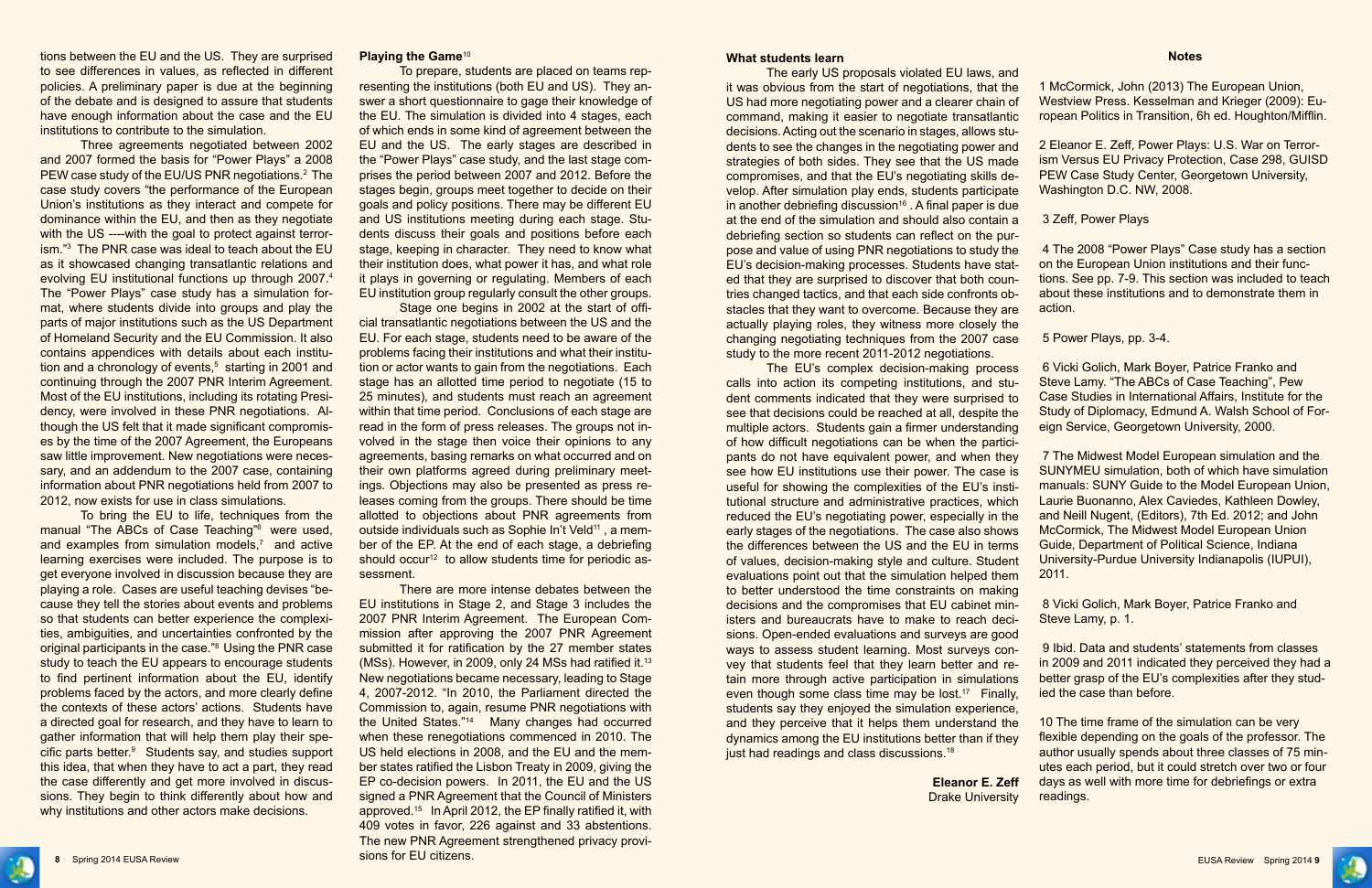tions between the EU and the US. They are surprised to see differences in values, as reflected in different policies. A preliminary paper is due at the beginning of the debate and is designed to assure that students have enough information about the case and the EU institutions to contribute to the simulation.

Three agreements negotiated between 2002 and 2007 formed the basis for "Power Plays" a 2008 PEW case study of the EU/US PNR negotiations.[2] The case study covers "the performance of the European Union's institutions as they interact and compete for dominance within the EU, and then as they negotiate with the US ----with the goal to protect against terrorism."[3] The PNR case was ideal to teach about the EU as it showcased changing transatlantic relations and evolving EU institutional functions up through 2007.[4] The "Power Plays" case study has a simulation format, where students divide into groups and play the parts of major institutions such as the US Department of Homeland Security and the EU Commission. It also contains appendices with details about each institution and a chronology of events,[5] starting in 2001 and continuing through the 2007 PNR Interim Agreement. Most of the EU institutions, including its rotating Presidency, were involved in these PNR negotiations. Although the US felt that it made significant compromises by the time of the 2007 Agreement, the Europeans saw little improvement. New negotiations were necessary, and an addendum to the 2007 case, containing information about PNR negotiations held from 2007 to 2012, now exists for use in class simulations.

To bring the EU to life, techniques from the manual "The ABCs of Case Teaching"[6] were used, and examples from simulation models,[7] and active learning exercises were included. The purpose is to get everyone involved in discussion because they are playing a role. Cases are useful teaching devises "because they tell the stories about events and problems so that students can better experience the complexities, ambiguities, and uncertainties confronted by the original participants in the case."[8] Using the PNR case study to teach the EU appears to encourage students to find pertinent information about the EU, identify problems faced by the actors, and more clearly define the contexts of these actors' actions. Students have a directed goal for research, and they have to learn to gather information that will help them play their specific parts better.[9] Students say, and studies support this idea, that when they have to act a part, they read the case differently and get more involved in discussions. They begin to think differently about how and why institutions and other actors make decisions.

**Playing the Game**[10]

To prepare, students are placed on teams representing the institutions (both EU and US). They answer a short questionnaire to gage their knowledge of the EU. The simulation is divided into 4 stages, each of which ends in some kind of agreement between the EU and the US. The early stages are described in the "Power Plays" case study, and the last stage comprises the period between 2007 and 2012. Before the stages begin, groups meet together to decide on their goals and policy positions. There may be different EU and US institutions meeting during each stage. Students discuss their goals and positions before each stage, keeping in character. They need to know what their institution does, what power it has, and what role it plays in governing or regulating. Members of each EU institution group regularly consult the other groups.

Stage one begins in 2002 at the start of official transatlantic negotiations between the US and the EU. For each stage, students need to be aware of the problems facing their institutions and what their institution or actor wants to gain from the negotiations. Each stage has an allotted time period to negotiate (15 to 25 minutes), and students must reach an agreement within that time period. Conclusions of each stage are read in the form of press releases. The groups not involved in the stage then voice their opinions to any agreements, basing remarks on what occurred and on their own platforms agreed during preliminary meetings. Objections may also be presented as press releases coming from the groups. There should be time allotted to objections about PNR agreements from outside individuals such as Sophie In't Veld[11], a member of the EP. At the end of each stage, a debriefing should occur[12] to allow students time for periodic assessment.

There are more intense debates between the EU institutions in Stage 2, and Stage 3 includes the 2007 PNR Interim Agreement. The European Commission after approving the 2007 PNR Agreement submitted it for ratification by the 27 member states (MSs). However, in 2009, only 24 MSs had ratified it.[13] New negotiations became necessary, leading to Stage 4, 2007-2012. "In 2010, the Parliament directed the Commission to, again, resume PNR negotiations with the United States."[14] Many changes had occurred when these renegotiations commenced in 2010. The US held elections in 2008, and the EU and the member states ratified the Lisbon Treaty in 2009, giving the EP co-decision powers. In 2011, the EU and the US signed a PNR Agreement that the Council of Ministers approved.[15] In April 2012, the EP finally ratified it, with 409 votes in favor, 226 against and 33 abstentions. The new PNR Agreement strengthened privacy provisions for EU citizens.

**What students learn**

The early US proposals violated EU laws, and it was obvious from the start of negotiations, that the US had more negotiating power and a clearer chain of command, making it easier to negotiate transatlantic decisions. Acting out the scenario in stages, allows students to see the changes in the negotiating power and strategies of both sides. They see that the US made compromises, and that the EU's negotiating skills develop. After simulation play ends, students participate in another debriefing discussion[16]. A final paper is due at the end of the simulation and should also contain a debriefing section so students can reflect on the purpose and value of using PNR negotiations to study the EU's decision-making processes. Students have stated that they are surprised to discover that both countries changed tactics, and that each side confronts obstacles that they want to overcome. Because they are actually playing roles, they witness more closely the changing negotiating techniques from the 2007 case study to the more recent 2011-2012 negotiations.

The EU's complex decision-making process calls into action its competing institutions, and student comments indicated that they were surprised to see that decisions could be reached at all, despite the multiple actors. Students gain a firmer understanding of how difficult negotiations can be when the participants do not have equivalent power, and when they see how EU institutions use their power. The case is useful for showing the complexities of the EU's institutional structure and administrative practices, which reduced the EU's negotiating power, especially in the early stages of the negotiations. The case also shows the differences between the US and the EU in terms of values, decision-making style and culture. Student evaluations point out that the simulation helped them to better understand the time constraints on making decisions and the compromises that EU cabinet ministers and bureaucrats have to make to reach decisions. Open-ended evaluations and surveys are good ways to assess student learning. Most surveys convey that students feel that they learn better and retain more through active participation in simulations even though some class time may be lost.[17] Finally, students say they enjoyed the simulation experience, and they perceive that it helps them understand the dynamics among the EU institutions better than if they just had readings and class discussions.[18]

**Eleanor E. Zeff**
Drake University

## Notes

1 McCormick, John (2013) The European Union, Westview Press. Kesselman and Krieger (2009): European Politics in Transition, 6h ed. Houghton/Mifflin.

2 Eleanor E. Zeff, Power Plays: U.S. War on Terrorism Versus EU Privacy Protection, Case 298, GUISD PEW Case Study Center, Georgetown University, Washington D.C. NW, 2008.

3 Zeff, Power Plays

4 The 2008 "Power Plays" Case study has a section on the European Union institutions and their functions. See pp. 7-9. This section was included to teach about these institutions and to demonstrate them in action.

5 Power Plays, pp. 3-4.

6 Vicki Golich, Mark Boyer, Patrice Franko and Steve Lamy. "The ABCs of Case Teaching", Pew Case Studies in International Affairs, Institute for the Study of Diplomacy, Edmund A. Walsh School of Foreign Service, Georgetown University, 2000.

7 The Midwest Model European simulation and the SUNYMEU simulation, both of which have simulation manuals: SUNY Guide to the Model European Union, Laurie Buonanno, Alex Cavides, Kathleen Dowley, and Neill Nugent, (Editors), 7th Ed. 2012; and John McCormick, The Midwest Model European Union Guide, Department of Political Science, Indiana University-Purdue University Indianapolis (IUPUI), 2011.

8 Vicki Golich, Mark Boyer, Patrice Franko and Steve Lamy, p. 1.

9 Ibid. Data and students' statements from classes in 2009 and 2011 indicated they perceived they had a better grasp of the EU's complexities after they studied the case than before.

10 The time frame of the simulation can be very flexible depending on the goals of the professor. The author usually spends about three classes of 75 minutes each period, but it could stretch over two or four days as well with more time for debriefings or extra readings.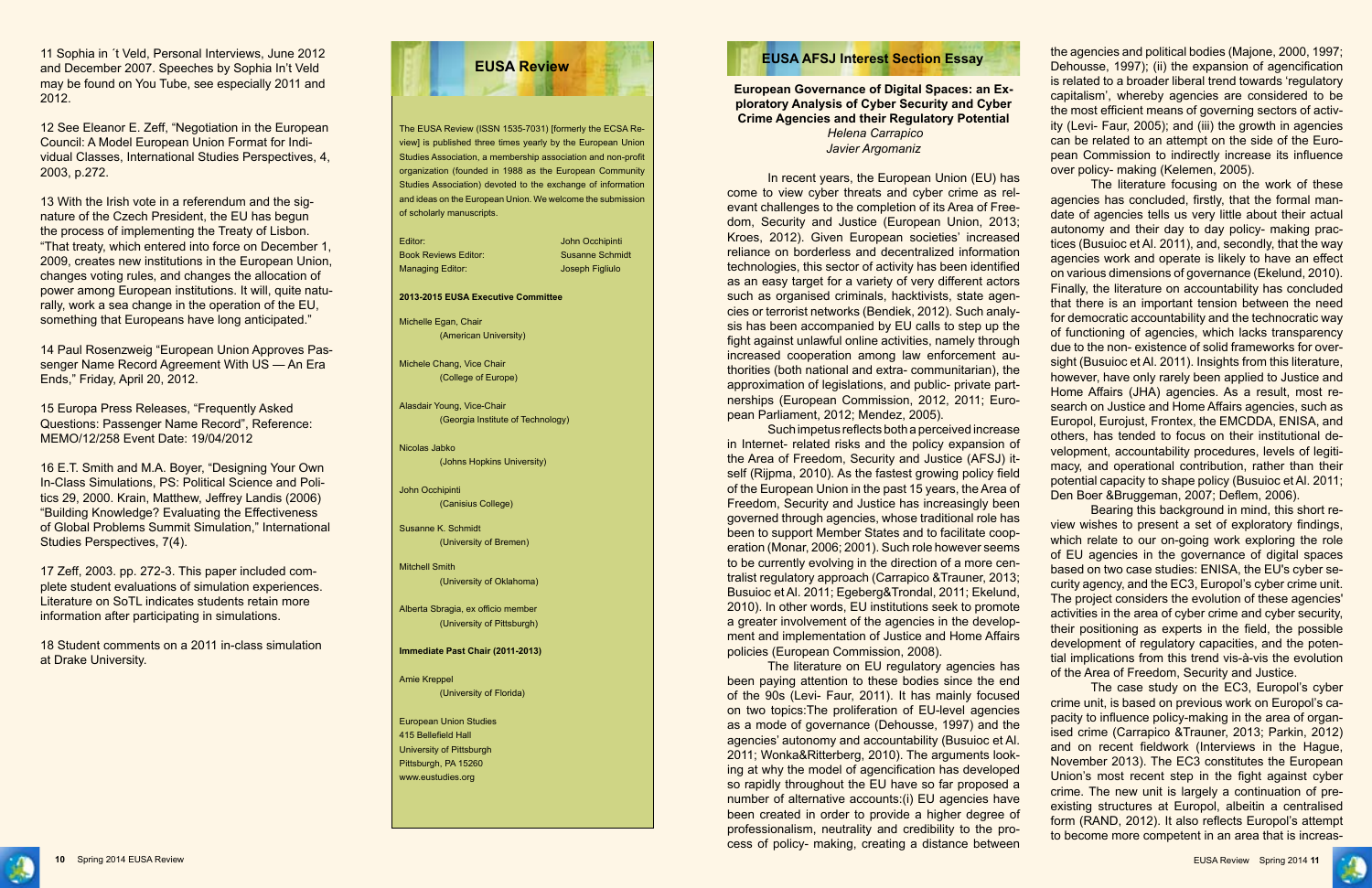11 Sophia in ´t Veld, Personal Interviews, June 2012 and December 2007. Speeches by Sophia In't Veld may be found on You Tube, see especially 2011 and 2012.

12 See Eleanor E. Zeff, "Negotiation in the European Council: A Model European Union Format for Individual Classes, International Studies Perspectives, 4, 2003, p.272.

13 With the Irish vote in a referendum and the signature of the Czech President, the EU has begun the process of implementing the Treaty of Lisbon. "That treaty, which entered into force on December 1, 2009, creates new institutions in the European Union, changes voting rules, and changes the allocation of power among European institutions. It will, quite naturally, work a sea change in the operation of the EU, something that Europeans have long anticipated."

14 Paul Rosenzweig "European Union Approves Passenger Name Record Agreement With US — An Era Ends," Friday, April 20, 2012.

15 Europa Press Releases, "Frequently Asked Questions: Passenger Name Record", Reference: MEMO/12/258 Event Date: 19/04/2012

16 E.T. Smith and M.A. Boyer, "Designing Your Own In-Class Simulations, PS: Political Science and Politics 29, 2000. Krain, Matthew, Jeffrey Landis (2006) "Building Knowledge? Evaluating the Effectiveness of Global Problems Summit Simulation," International Studies Perspectives, 7(4).

17 Zeff, 2003. pp. 272-3. This paper included complete student evaluations of simulation experiences. Literature on SoTL indicates students retain more information after participating in simulations.

18 Student comments on a 2011 in-class simulation at Drake University.

## EUSA Review

The EUSA Review (ISSN 1535-7031) [formerly the ECSA Review] is published three times yearly by the European Union Studies Association, a membership association and non-profit organization (founded in 1988 as the European Community Studies Association) devoted to the exchange of information and ideas on the European Union. We welcome the submission of scholarly manuscripts.

Editor: John Occhipinti
Book Reviews Editor: Susanne Schmidt
Managing Editor: Joseph Figliulo

**2013-2015 EUSA Executive Committee**

Michelle Egan, Chair
(American University)

Michele Chang, Vice Chair
(College of Europe)

Alasdair Young, Vice-Chair
(Georgia Institute of Technology)

Nicolas Jabko
(Johns Hopkins University)

John Occhipinti
(Canisius College)

Susanne K. Schmidt
(University of Bremen)

Mitchell Smith
(University of Oklahoma)

Alberta Sbragia, ex officio member
(University of Pittsburgh)

**Immediate Past Chair (2011-2013)**

Amie Kreppel
(University of Florida)

European Union Studies
415 Bellefield Hall
University of Pittsburgh
Pittsburgh, PA 15260
www.eustudies.org

## EUSA AFSJ Interest Section Essay

**European Governance of Digital Spaces: an Exploratory Analysis of Cyber Security and Cyber Crime Agencies and their Regulatory Potential**

*Helena Carrapico*
*Javier Argomaniz*

In recent years, the European Union (EU) has come to view cyber threats and cyber crime as relevant challenges to the completion of its Area of Freedom, Security and Justice (European Union, 2013; Kroes, 2012). Given European societies' increased reliance on borderless and decentralized information technologies, this sector of activity has been identified as an easy target for a variety of very different actors such as organised criminals, hacktivists, state agencies or terrorist networks (Bendiek, 2012). Such analysis has been accompanied by EU calls to step up the fight against unlawful online activities, namely through increased cooperation among law enforcement authorities (both national and extra- communitarian), the approximation of legislations, and public- private partnerships (European Commission, 2012, 2011; European Parliament, 2012; Mendez, 2005).

Such impetus reflects both a perceived increase in Internet- related risks and the policy expansion of the Area of Freedom, Security and Justice (AFSJ) itself (Rijpma, 2010). As the fastest growing policy field of the European Union in the past 15 years, the Area of Freedom, Security and Justice has increasingly been governed through agencies, whose traditional role has been to support Member States and to facilitate cooperation (Monar, 2006; 2001). Such role however seems to be currently evolving in the direction of a more centralist regulatory approach (Carrapico &Trauner, 2013; Busuioc et Al. 2011; Egeberg&Trondal, 2011; Ekelund, 2010). In other words, EU institutions seek to promote a greater involvement of the agencies in the development and implementation of Justice and Home Affairs policies (European Commission, 2008).

The literature on EU regulatory agencies has been paying attention to these bodies since the end of the 90s (Levi- Faur, 2011). It has mainly focused on two topics:The proliferation of EU-level agencies as a mode of governance (Dehousse, 1997) and the agencies' autonomy and accountability (Busuioc et Al. 2011; Wonka&Ritterberg, 2010). The arguments looking at why the model of agencification has developed so rapidly throughout the EU have so far proposed a number of alternative accounts:(i) EU agencies have been created in order to provide a higher degree of professionalism, neutrality and credibility to the process of policy- making, creating a distance between the agencies and political bodies (Majone, 2000, 1997; Dehousse, 1997); (ii) the expansion of agencification is related to a broader liberal trend towards 'regulatory capitalism', whereby agencies are considered to be the most efficient means of governing sectors of activity (Levi- Faur, 2005); and (iii) the growth in agencies can be related to an attempt on the side of the European Commission to indirectly increase its influence over policy- making (Kelemen, 2005).

The literature focusing on the work of these agencies has concluded, firstly, that the formal mandate of agencies tells us very little about their actual autonomy and their day to day policy- making practices (Busuioc et Al. 2011), and, secondly, that the way agencies work and operate is likely to have an effect on various dimensions of governance (Ekelund, 2010). Finally, the literature on accountability has concluded that there is an important tension between the need for democratic accountability and the technocratic way of functioning of agencies, which lacks transparency due to the non- existence of solid frameworks for oversight (Busuioc et Al. 2011). Insights from this literature, however, have only rarely been applied to Justice and Home Affairs (JHA) agencies. As a result, most research on Justice and Home Affairs agencies, such as Europol, Eurojust, Frontex, the EMCDDA, ENISA, and others, has tended to focus on their institutional development, accountability procedures, levels of legitimacy, and operational contribution, rather than their potential capacity to shape policy (Busuioc et Al. 2011; Den Boer &Bruggeman, 2007; Deflem, 2006).

Bearing this background in mind, this short review wishes to present a set of exploratory findings, which relate to our on-going work exploring the role of EU agencies in the governance of digital spaces based on two case studies: ENISA, the EU's cyber security agency, and the EC3, Europol's cyber crime unit. The project considers the evolution of these agencies' activities in the area of cyber crime and cyber security, their positioning as experts in the field, the possible development of regulatory capacities, and the potential implications from this trend vis-à-vis the evolution of the Area of Freedom, Security and Justice.

The case study on the EC3, Europol's cyber crime unit, is based on previous work on Europol's capacity to influence policy-making in the area of organised crime (Carrapico &Trauner, 2013; Parkin, 2012) and on recent fieldwork (Interviews in the Hague, November 2013). The EC3 constitutes the European Union's most recent step in the fight against cyber crime. The new unit is largely a continuation of preexisting structures at Europol, albeitin a centralised form (RAND, 2012). It also reflects Europol's attempt to become more competent in an area that is increas-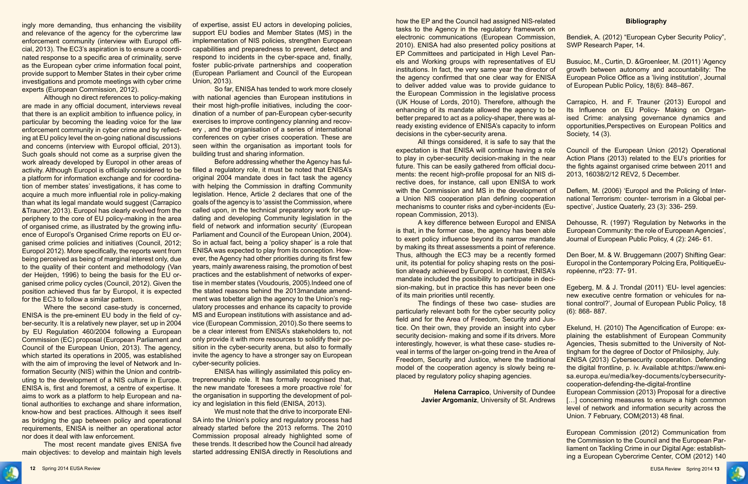ingly more demanding, thus enhancing the visibility and relevance of the agency for the cybercrime law enforcement community (interview with Europol official, 2013). The EC3's aspiration is to ensure a coordinated response to a specific area of criminality, serve as the European cyber crime information focal point, provide support to Member States in their cyber crime investigations and promote meetings with cyber crime experts (European Commission, 2012).

Although no direct references to policy-making are made in any official document, interviews reveal that there is an explicit ambition to influence policy, in particular by becoming the leading voice for the law enforcement community in cyber crime and by reflecting at EU policy level the on-going national discussions and concerns (interview with Europol official, 2013). Such goals should not come as a surprise given the work already developed by Europol in other areas of activity. Although Europol is officially considered to be a platform for information exchange and for coordination of member states' investigations, it has come to acquire a much more influential role in policy-making than what its legal mandate would suggest (Carrapico &Trauner, 2013). Europol has clearly evolved from the periphery to the core of EU policy-making in the area of organised crime, as illustrated by the growing influence of Europol's Organised Crime reports on EU organised crime policies and initiatives (Council, 2012; Europol 2012). More specifically, the reports went from being perceived as being of marginal interest only, due to the quality of their content and methodology (Van der Heijden, 1996) to being the basis for the EU organised crime policy cycles (Council, 2012). Given the position achieved thus far by Europol, it is expected for the EC3 to follow a similar pattern.

Where the second case-study is concerned, ENISA is the pre-eminent EU body in the field of cyber-security. It is a relatively new player, set up in 2004 by EU Regulation 460/2004 following a European Commission (EC) proposal (European Parliament and Council of the European Union, 2013). The agency, which started its operations in 2005, was established with the aim of improving the level of Network and Information Security (NIS) within the Union and contributing to the development of a NIS culture in Europe. ENISA is, first and foremost, a centre of expertise. It aims to work as a platform to help European and national authorities to exchange and share information, know-how and best practices. Although it sees itself as bridging the gap between policy and operational requirements, ENISA is neither an operational actor nor does it deal with law enforcement.

The most recent mandate gives ENISA five main objectives: to develop and maintain high levels of expertise, assist EU actors in developing policies, support EU bodies and Member States (MS) in the implementation of NIS policies, strengthen European capabilities and preparedness to prevent, detect and respond to incidents in the cyber-space and, finally, foster public-private partnerships and cooperation (European Parliament and Council of the European Union, 2013).

So far, ENISA has tended to work more closely with national agencies than European institutions in their most high-profile initiatives, including the coordination of a number of pan-European cyber-security exercises to improve contingency planning and recovery , and the organisation of a series of international conferences on cyber crises cooperation. These are seen within the organisation as important tools for building trust and sharing information.

Before addressing whether the Agency has fulfilled a regulatory role, it must be noted that ENISA's original 2004 mandate does in fact task the agency with helping the Commission in drafting Community legislation. Hence, Article 2 declares that one of the goals of the agency is to 'assist the Commission, where called upon, in the technical preparatory work for updating and developing Community legislation in the field of network and information security' (European Parliament and Council of the European Union, 2004). So in actual fact, being a 'policy shaper' is a role that ENISA was expected to play from its conception. However, the Agency had other priorities during its first few years, mainly awareness raising, the promotion of best practices and the establishment of networks of expertise in member states (Voudouris, 2005).Indeed one of the stated reasons behind the 2013mandate amendment was tobetter align the agency to the Union's regulatory processes and enhance its capacity to provide MS and European institutions with assistance and advice (European Commission, 2010).So there seems to be a clear interest from ENISA's stakeholders to, not only provide it with more resources to solidify their position in the cyber-security arena, but also to formally invite the agency to have a stronger say on European cyber-security policies.

ENISA has willingly assimilated this policy entrepreneurship role. It has formally recognised that, the new mandate 'foresees a more proactive role' for the organisation in supporting the development of policy and legislation in this field (ENISA, 2013).

We must note that the drive to incorporate ENISA into the Union's policy and regulatory process had already started before the 2013 reforms. The 2010 Commission proposal already highlighted some of these trends. It described how the Council had already started addressing ENISA directly in Resolutions and how the EP and the Council had assigned NIS-related tasks to the Agency in the regulatory framework on electronic communications (European Commission, 2010). ENISA had also presented policy positions at EP Committees and participated in High Level Panels and Working groups with representatives of EU institutions. In fact, the very same year the director of the agency confirmed that one clear way for ENISA to deliver added value was to provide guidance to the European Commission in the legislative process (UK House of Lords, 2010). Therefore, although the enhancing of its mandate allowed the agency to be better prepared to act as a policy-shaper, there was already existing evidence of ENISA's capacity to inform decisions in the cyber-security arena.

All things considered, it is safe to say that the expectation is that ENISA will continue having a role to play in cyber-security decision-making in the near future. This can be easily gathered from official documents: the recent high-profile proposal for an NIS directive does, for instance, call upon ENISA to work with the Commission and MS in the development of a Union NIS cooperation plan defining cooperation mechanisms to counter risks and cyber-incidents (European Commission, 2013).

A key difference between Europol and ENISA is that, in the former case, the agency has been able to exert policy influence beyond its narrow mandate by making its threat assessments a point of reference. Thus, although the EC3 may be a recently formed unit, its potential for policy shaping rests on the position already achieved by Europol. In contrast, ENISA's mandate included the possibility to participate in decision-making, but in practice this has never been one of its main priorities until recently.

The findings of these two case- studies are particularly relevant both for the cyber security policy field and for the Area of Freedom, Security and Justice. On their own, they provide an insight into cyber security decision- making and some if its drivers. More interestingly, however, is what these case- studies reveal in terms of the larger on-going trend in the Area of Freedom, Security and Justice, where the traditional model of the cooperation agency is slowly being replaced by regulatory policy shaping agencies.

**Helena Carrapico**, University of Dundee
**Javier Argomaniz**, University of St. Andrews

## Bibliography

Bendiek, A. (2012) "European Cyber Security Policy", SWP Research Paper, 14.

Busuioc, M., Curtin, D. &Groenleer, M. (2011) 'Agency growth between autonomy and accountability: The European Police Office as a 'living institution', Journal of European Public Policy, 18(6): 848–867.

Carrapico, H. and F. Trauner (2013) Europol and Its Influence on EU Policy- Making on Organised Crime: analysing governance dynamics and opportunities,Perspectives on European Politics and Society, 14 (3).

Council of the European Union (2012) Operational Action Plans (2013) related to the EU's priorities for the fights against organised crime between 2011 and 2013, 16038/2/12 REV2, 5 December.

Deflem, M. (2006) 'Europol and the Policing of International Terrorism: counter- terrorism in a Global perspective', Justice Quaterly, 23 (3): 336- 259.

Dehousse, R. (1997) 'Regulation by Networks in the European Community: the role of European Agencies', Journal of European Public Policy, 4 (2): 246- 61.

Den Boer, M. & W. Bruggemann (2007) Shifting Gear: Europol in the Contemporary Polcing Era, PolitiqueEuropéenne, nº23: 77- 91.

Egeberg, M. & J. Trondal (2011) 'EU- level agencies: new executive centre formation or vehicules for national control?', Journal of European Public Policy, 18 (6): 868- 887.

Ekelund, H. (2010) The Agencification of Europe: explaining the establishment of European Community Agencies, Thesis submitted to the University of Nottingham for the degree of Doctor of Philosophy, July.

ENISA (2013) Cybersecurity cooperation. Defending the digital frontline, p. iv. Available at:https://www.enisa.europa.eu/media/key-documents/cybersecurity-cooperation-defending-the-digital-frontline

European Commission (2013) Proposal for a directive [...] concerning measures to ensure a high common level of network and information security across the Union. 7 February, COM(2013) 48 final.

European Commission (2012) Communication from the Commission to the Council and the European Parliament on Tackling Crime in our Digital Age: establishing a European Cybercrime Center, COM (2012) 140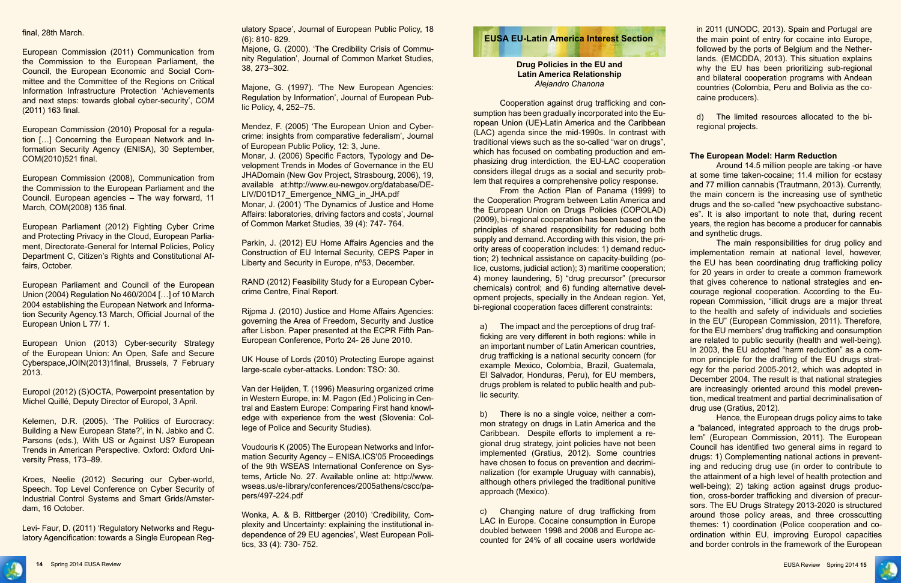final, 28th March.

European Commission (2011) Communication from the Commission to the European Parliament, the Council, the European Economic and Social Committee and the Committee of the Regions on Critical Information Infrastructure Protection 'Achievements and next steps: towards global cyber-security', COM (2011) 163 final.

European Commission (2010) Proposal for a regulation […] Concerning the European Network and Information Security Agency (ENISA), 30 September, COM(2010)521 final.

European Commission (2008), Communication from the Commission to the European Parliament and the Council. European agencies – The way forward, 11 March, COM(2008) 135 final.

European Parliament (2012) Fighting Cyber Crime and Protecting Privacy in the Cloud, European Parliament, Directorate-General for Internal Policies, Policy Department C, Citizen's Rights and Constitutional Affairs, October.

European Parliament and Council of the European Union (2004) Regulation No 460/2004 […] of 10 March 2004 establishing the European Network and Information Security Agency.13 March, Official Journal of the European Union L 77/ 1.

European Union (2013) Cyber-security Strategy of the European Union: An Open, Safe and Secure Cyberspace,JOIN(2013)1final, Brussels, 7 February 2013.

Europol (2012) (S)OCTA, Powerpoint presentation by Michel Quillé, Deputy Director of Europol, 3 April.

Kelemen, D.R. (2005). 'The Politics of Eurocracy: Building a New European State?', in N. Jabko and C. Parsons (eds.), With US or Against US? European Trends in American Perspective. Oxford: Oxford University Press, 173–89.

Kroes, Neelie (2012) Securing our Cyber-world, Speech. Top Level Conference on Cyber Security of Industrial Control Systems and Smart Grids/Amsterdam, 16 October.

Levi- Faur, D. (2011) 'Regulatory Networks and Regulatory Agencification: towards a Single European Regulatory Space', Journal of European Public Policy, 18 (6): 810- 829.

Majone, G. (2000). 'The Credibility Crisis of Community Regulation', Journal of Common Market Studies, 38, 273–302.

Majone, G. (1997). 'The New European Agencies: Regulation by Information', Journal of European Public Policy, 4, 252–75.

Mendez, F. (2005) 'The European Union and Cybercrime: insights from comparative federalism', Journal of European Public Policy, 12: 3, June.

Monar, J. (2006) Specific Factors, Typology and Development Trends in Modes of Governance in the EU JHADomain (New Gov Project, Strasbourg, 2006), 19, available at:http://www.eu-newgov.org/database/DELIV/D01D17_Emergence_NMG_in_JHA.pdf

Monar, J. (2001) 'The Dynamics of Justice and Home Affairs: laboratories, driving factors and costs', Journal of Common Market Studies, 39 (4): 747- 764.

Parkin, J. (2012) EU Home Affairs Agencies and the Construction of EU Internal Security, CEPS Paper in Liberty and Security in Europe, nº53, December.

RAND (2012) Feasibility Study for a European Cybercrime Centre, Final Report.

Rijpma J. (2010) Justice and Home Affairs Agencies: governing the Area of Freedom, Security and Justice after Lisbon. Paper presented at the ECPR Fifth Pan-European Conference, Porto 24- 26 June 2010.

UK House of Lords (2010) Protecting Europe against large-scale cyber-attacks. London: TSO: 30.

Van der Heijden, T. (1996) Measuring organized crime in Western Europe, in: M. Pagon (Ed.) Policing in Central and Eastern Europe: Comparing First hand knowledge with experience from the west (Slovenia: College of Police and Security Studies).

Voudouris K (2005) The European Networks and Information Security Agency – ENISA.ICS'05 Proceedings of the 9th WSEAS International Conference on Systems, Article No. 27. Available online at: http://www.wseas.us/e-library/conferences/2005athens/cscc/papers/497-224.pdf

Wonka, A. & B. Rittberger (2010) 'Credibility, Complexity and Uncertainty: explaining the institutional independence of 29 EU agencies', West European Politics, 33 (4): 730- 752.

## EUSA EU-Latin America Interest Section

### Drug Policies in the EU and Latin America Relationship

*Alejandro Chanona*

Cooperation against drug trafficking and consumption has been gradually incorporated into the European Union (UE)-Latin America and the Caribbean (LAC) agenda since the mid-1990s. In contrast with traditional views such as the so-called "war on drugs", which has focused on combating production and emphasizing drug interdiction, the EU-LAC cooperation considers illegal drugs as a social and security problem that requires a comprehensive policy response.

From the Action Plan of Panama (1999) to the Cooperation Program between Latin America and the European Union on Drugs Policies (COPOLAD) (2009), bi-regional cooperation has been based on the principles of shared responsibility for reducing both supply and demand. According with this vision, the priority areas of cooperation includes: 1) demand reduction; 2) technical assistance on capacity-building (police, customs, judicial action); 3) maritime cooperation; 4) money laundering, 5) "drug precursor" (precursor chemicals) control; and 6) funding alternative development projects, specially in the Andean region. Yet, bi-regional cooperation faces different constraints:

a) The impact and the perceptions of drug trafficking are very different in both regions: while in an important number of Latin American countries, drug trafficking is a national security concern (for example Mexico, Colombia, Brazil, Guatemala, El Salvador, Honduras, Peru), for EU members, drugs problem is related to public health and public security.

b) There is no a single voice, neither a common strategy on drugs in Latin America and the Caribbean. Despite efforts to implement a regional drug strategy, joint policies have not been implemented (Gratius, 2012). Some countries have chosen to focus on prevention and decriminalization (for example Uruguay with cannabis), although others privileged the traditional punitive approach (Mexico).

c) Changing nature of drug trafficking from LAC in Europe. Cocaine consumption in Europe doubled between 1998 and 2008 and Europe accounted for 24% of all cocaine users worldwide in 2011 (UNODC, 2013). Spain and Portugal are the main point of entry for cocaine into Europe, followed by the ports of Belgium and the Netherlands. (EMCDDA, 2013). This situation explains why the EU has been prioritizing sub-regional and bilateral cooperation programs with Andean countries (Colombia, Peru and Bolivia as the cocaine producers).

d) The limited resources allocated to the bi-regional projects.

#### The European Model: Harm Reduction

Around 14.5 million people are taking -or have at some time taken-cocaine; 11.4 million for ecstasy and 77 million cannabis (Trautmann, 2013). Currently, the main concern is the increasing use of synthetic drugs and the so-called "new psychoactive substances". It is also important to note that, during recent years, the region has become a producer for cannabis and synthetic drugs.

The main responsibilities for drug policy and implementation remain at national level, however, the EU has been coordinating drug trafficking policy for 20 years in order to create a common framework that gives coherence to national strategies and encourage regional cooperation. According to the European Commission, "illicit drugs are a major threat to the health and safety of individuals and societies in the EU" (European Commission, 2011). Therefore, for the EU members' drug trafficking and consumption are related to public security (health and well-being). In 2003, the EU adopted "harm reduction" as a common principle for the drafting of the EU drugs strategy for the period 2005-2012, which was adopted in December 2004. The result is that national strategies are increasingly oriented around this model prevention, medical treatment and partial decriminalisation of drug use (Gratius, 2012).

Hence, the European drugs policy aims to take a "balanced, integrated approach to the drugs problem" (European Commission, 2011). The European Council has identified two general aims in regard to drugs: 1) Complementing national actions in preventing and reducing drug use (in order to contribute to the attainment of a high level of health protection and well-being); 2) taking action against drugs production, cross-border trafficking and diversion of precursors. The EU Drugs Strategy 2013-2020 is structured around those policy areas, and three crosscutting themes: 1) coordination (Police cooperation and coordination within EU, improving Europol capacities and border controls in the framework of the European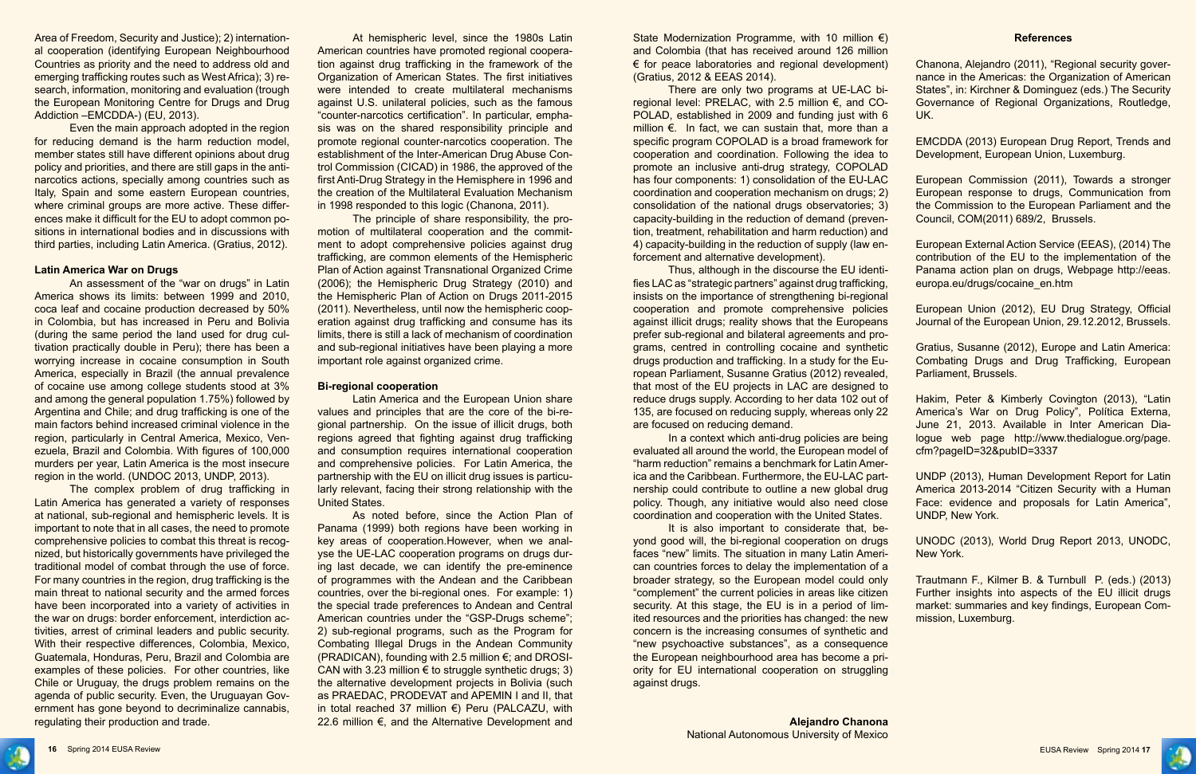Area of Freedom, Security and Justice); 2) international cooperation (identifying European Neighbourhood Countries as priority and the need to address old and emerging trafficking routes such as West Africa); 3) research, information, monitoring and evaluation (trough the European Monitoring Centre for Drugs and Drug Addiction –EMCDDA-) (EU, 2013).

Even the main approach adopted in the region for reducing demand is the harm reduction model, member states still have different opinions about drug policy and priorities, and there are still gaps in the antinarcotics actions, specially among countries such as Italy, Spain and some eastern European countries, where criminal groups are more active. These differences make it difficult for the EU to adopt common positions in international bodies and in discussions with third parties, including Latin America. (Gratius, 2012).

### Latin America War on Drugs

An assessment of the "war on drugs" in Latin America shows its limits: between 1999 and 2010, coca leaf and cocaine production decreased by 50% in Colombia, but has increased in Peru and Bolivia (during the same period the land used for drug cultivation practically double in Peru); there has been a worrying increase in cocaine consumption in South America, especially in Brazil (the annual prevalence of cocaine use among college students stood at 3% and among the general population 1.75%) followed by Argentina and Chile; and drug trafficking is one of the main factors behind increased criminal violence in the region, particularly in Central America, Mexico, Venezuela, Brazil and Colombia. With figures of 100,000 murders per year, Latin America is the most insecure region in the world. (UNDOC 2013, UNDP, 2013).

The complex problem of drug trafficking in Latin America has generated a variety of responses at national, sub-regional and hemispheric levels. It is important to note that in all cases, the need to promote comprehensive policies to combat this threat is recognized, but historically governments have privileged the traditional model of combat through the use of force. For many countries in the region, drug trafficking is the main threat to national security and the armed forces have been incorporated into a variety of activities in the war on drugs: border enforcement, interdiction activities, arrest of criminal leaders and public security. With their respective differences, Colombia, Mexico, Guatemala, Honduras, Peru, Brazil and Colombia are examples of these policies. For other countries, like Chile or Uruguay, the drugs problem remains on the agenda of public security. Even, the Uruguayan Government has gone beyond to decriminalize cannabis, regulating their production and trade.

At hemispheric level, since the 1980s Latin American countries have promoted regional cooperation against drug trafficking in the framework of the Organization of American States. The first initiatives were intended to create multilateral mechanisms against U.S. unilateral policies, such as the famous "counter-narcotics certification". In particular, emphasis was on the shared responsibility principle and promote regional counter-narcotics cooperation. The establishment of the Inter-American Drug Abuse Control Commission (CICAD) in 1986, the approved of the first Anti-Drug Strategy in the Hemisphere in 1996 and the creation of the Multilateral Evaluation Mechanism in 1998 responded to this logic (Chanona, 2011).

The principle of share responsibility, the promotion of multilateral cooperation and the commitment to adopt comprehensive policies against drug trafficking, are common elements of the Hemispheric Plan of Action against Transnational Organized Crime (2006); the Hemispheric Drug Strategy (2010) and the Hemispheric Plan of Action on Drugs 2011-2015 (2011). Nevertheless, until now the hemispheric cooperation against drug trafficking and consume has its limits, there is still a lack of mechanism of coordination and sub-regional initiatives have been playing a more important role against organized crime.

### Bi-regional cooperation

Latin America and the European Union share values and principles that are the core of the bi-regional partnership. On the issue of illicit drugs, both regions agreed that fighting against drug trafficking and consumption requires international cooperation and comprehensive policies. For Latin America, the partnership with the EU on illicit drug issues is particularly relevant, facing their strong relationship with the United States.

As noted before, since the Action Plan of Panama (1999) both regions have been working in key areas of cooperation.However, when we analyse the UE-LAC cooperation programs on drugs during last decade, we can identify the pre-eminence of programmes with the Andean and the Caribbean countries, over the bi-regional ones. For example: 1) the special trade preferences to Andean and Central American countries under the "GSP-Drugs scheme"; 2) sub-regional programs, such as the Program for Combating Illegal Drugs in the Andean Community (PRADICAN), founding with 2.5 million €; and DROSICAN with 3.23 million € to struggle synthetic drugs; 3) the alternative development projects in Bolivia (such as PRAEDAC, PRODEVAT and APEMIN I and II, that in total reached 37 million €) Peru (PALCAZU, with 22.6 million €, and the Alternative Development and State Modernization Programme, with 10 million €) and Colombia (that has received around 126 million € for peace laboratories and regional development) (Gratius, 2012 & EEAS 2014).

There are only two programs at UE-LAC bi-regional level: PRELAC, with 2.5 million €, and COPOLAD, established in 2009 and funding just with 6 million €. In fact, we can sustain that, more than a specific program COPOLAD is a broad framework for cooperation and coordination. Following the idea to promote an inclusive anti-drug strategy, COPOLAD has four components: 1) consolidation of the EU-LAC coordination and cooperation mechanism on drugs; 2) consolidation of the national drugs observatories; 3) capacity-building in the reduction of demand (prevention, treatment, rehabilitation and harm reduction) and 4) capacity-building in the reduction of supply (law enforcement and alternative development).

Thus, although in the discourse the EU identifies LAC as "strategic partners" against drug trafficking, insists on the importance of strengthening bi-regional cooperation and promote comprehensive policies against illicit drugs; reality shows that the Europeans prefer sub-regional and bilateral agreements and programs, centred in controlling cocaine and synthetic drugs production and trafficking. In a study for the European Parliament, Susanne Gratius (2012) revealed, that most of the EU projects in LAC are designed to reduce drugs supply. According to her data 102 out of 135, are focused on reducing supply, whereas only 22 are focused on reducing demand.

In a context which anti-drug policies are being evaluated all around the world, the European model of "harm reduction" remains a benchmark for Latin America and the Caribbean. Furthermore, the EU-LAC partnership could contribute to outline a new global drug policy. Though, any initiative would also need close coordination and cooperation with the United States.

It is also important to considerate that, beyond good will, the bi-regional cooperation on drugs faces "new" limits. The situation in many Latin American countries forces to delay the implementation of a broader strategy, so the European model could only "complement" the current policies in areas like citizen security. At this stage, the EU is in a period of limited resources and the priorities has changed: the new concern is the increasing consumes of synthetic and "new psychoactive substances", as a consequence the European neighbourhood area has become a priority for EU international cooperation on struggling against drugs.

**Alejandro Chanona**
National Autonomous University of Mexico

### References

Chanona, Alejandro (2011), "Regional security governance in the Americas: the Organization of American States", in: Kirchner & Dominguez (eds.) The Security Governance of Regional Organizations, Routledge, UK.

EMCDDA (2013) European Drug Report, Trends and Development, European Union, Luxemburg.

European Commission (2011), Towards a stronger European response to drugs, Communication from the Commission to the European Parliament and the Council, COM(2011) 689/2, Brussels.

European External Action Service (EEAS), (2014) The contribution of the EU to the implementation of the Panama action plan on drugs, Webpage http://eeas.europa.eu/drugs/cocaine_en.htm

European Union (2012), EU Drug Strategy, Official Journal of the European Union, 29.12.2012, Brussels.

Gratius, Susanne (2012), Europe and Latin America: Combating Drugs and Drug Trafficking, European Parliament, Brussels.

Hakim, Peter & Kimberly Covington (2013), "Latin America's War on Drug Policy", Política Externa, June 21, 2013. Available in Inter American Dialogue web page http://www.thedialogue.org/page.cfm?pageID=32&pubID=3337

UNDP (2013), Human Development Report for Latin America 2013-2014 "Citizen Security with a Human Face: evidence and proposals for Latin America", UNDP, New York.

UNODC (2013), World Drug Report 2013, UNODC, New York.

Trautmann F., Kilmer B. & Turnbull P. (eds.) (2013) Further insights into aspects of the EU illicit drugs market: summaries and key findings, European Commission, Luxemburg.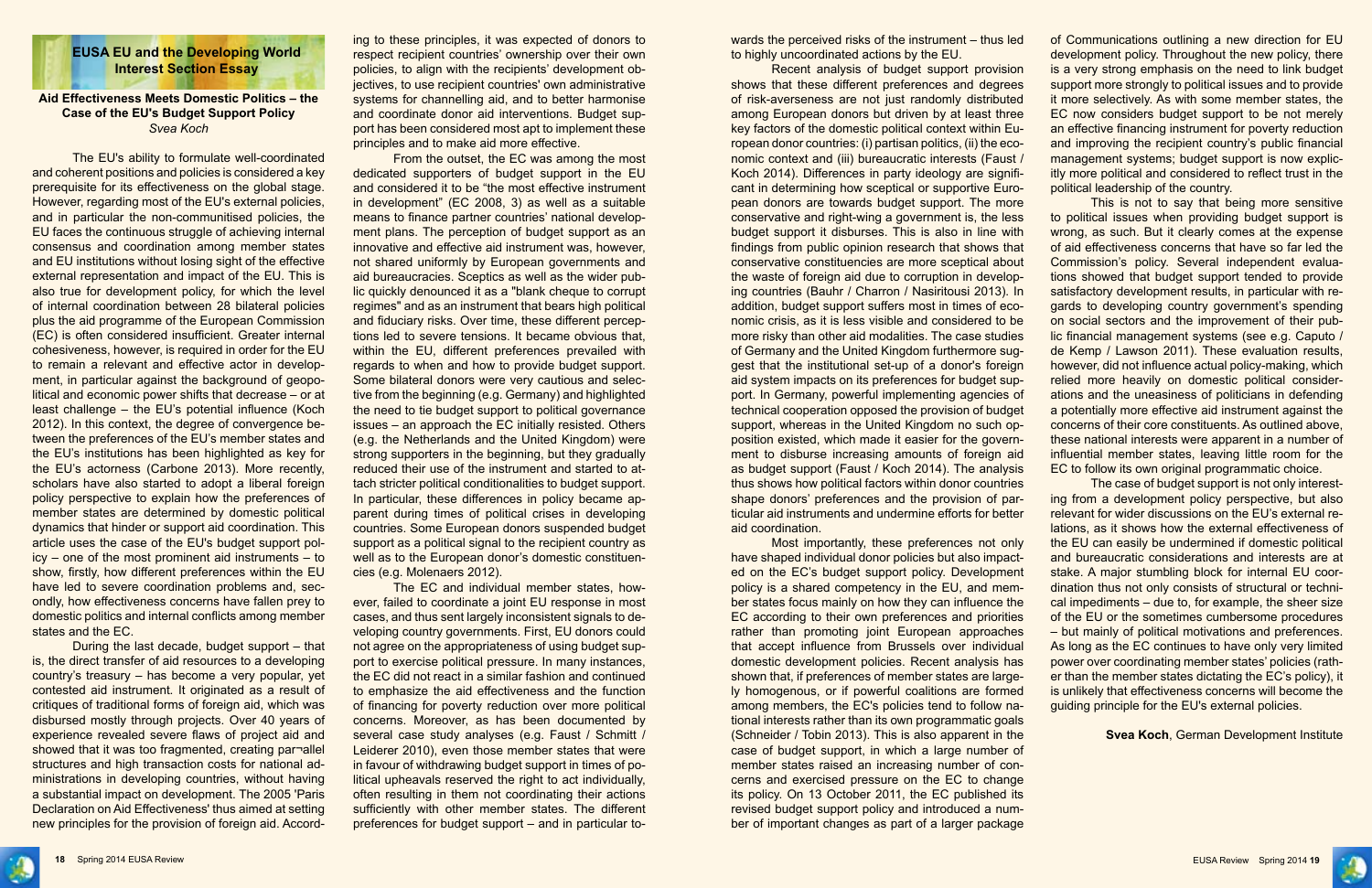**EUSA EU and the Developing World Interest Section Essay**

**Aid Effectiveness Meets Domestic Politics – the Case of the EU's Budget Support Policy**

*Svea Koch*

The EU's ability to formulate well-coordinated and coherent positions and policies is considered a key prerequisite for its effectiveness on the global stage. However, regarding most of the EU's external policies, and in particular the non-communitised policies, the EU faces the continuous struggle of achieving internal consensus and coordination among member states and EU institutions without losing sight of the effective external representation and impact of the EU. This is also true for development policy, for which the level of internal coordination between 28 bilateral policies plus the aid programme of the European Commission (EC) is often considered insufficient. Greater internal cohesiveness, however, is required in order for the EU to remain a relevant and effective actor in development, in particular against the background of geopolitical and economic power shifts that decrease – or at least challenge – the EU's potential influence (Koch 2012). In this context, the degree of convergence between the preferences of the EU's member states and the EU's institutions has been highlighted as key for the EU's actorness (Carbone 2013). More recently, scholars have also started to adopt a liberal foreign policy perspective to explain how the preferences of member states are determined by domestic political dynamics that hinder or support aid coordination. This article uses the case of the EU's budget support policy – one of the most prominent aid instruments – to show, firstly, how different preferences within the EU have led to severe coordination problems and, secondly, how effectiveness concerns have fallen prey to domestic politics and internal conflicts among member states and the EC.

During the last decade, budget support – that is, the direct transfer of aid resources to a developing country's treasury – has become a very popular, yet contested aid instrument. It originated as a result of critiques of traditional forms of foreign aid, which was disbursed mostly through projects. Over 40 years of experience revealed severe flaws of project aid and showed that it was too fragmented, creating par¬allel structures and high transaction costs for national administrations in developing countries, without having a substantial impact on development. The 2005 'Paris Declaration on Aid Effectiveness' thus aimed at setting new principles for the provision of foreign aid. According to these principles, it was expected of donors to respect recipient countries' ownership over their own policies, to align with the recipients' development objectives, to use recipient countries' own administrative systems for channelling aid, and to better harmonise and coordinate donor aid interventions. Budget support has been considered most apt to implement these principles and to make aid more effective.

From the outset, the EC was among the most dedicated supporters of budget support in the EU and considered it to be "the most effective instrument in development" (EC 2008, 3) as well as a suitable means to finance partner countries' national development plans. The perception of budget support as an innovative and effective aid instrument was, however, not shared uniformly by European governments and aid bureaucracies. Sceptics as well as the wider public quickly denounced it as a "blank cheque to corrupt regimes" and as an instrument that bears high political and fiduciary risks. Over time, these different perceptions led to severe tensions. It became obvious that, within the EU, different preferences prevailed with regards to when and how to provide budget support. Some bilateral donors were very cautious and selective from the beginning (e.g. Germany) and highlighted the need to tie budget support to political governance issues – an approach the EC initially resisted. Others (e.g. the Netherlands and the United Kingdom) were strong supporters in the beginning, but they gradually reduced their use of the instrument and started to attach stricter political conditionalities to budget support. In particular, these differences in policy became apparent during times of political crises in developing countries. Some European donors suspended budget support as a political signal to the recipient country as well as to the European donor's domestic constituencies (e.g. Molenaers 2012).

The EC and individual member states, however, failed to coordinate a joint EU response in most cases, and thus sent largely inconsistent signals to developing country governments. First, EU donors could not agree on the appropriateness of using budget support to exercise political pressure. In many instances, the EC did not react in a similar fashion and continued to emphasize the aid effectiveness and the function of financing for poverty reduction over more political concerns. Moreover, as has been documented by several case study analyses (e.g. Faust / Schmitt / Leiderer 2010), even those member states that were in favour of withdrawing budget support in times of political upheavals reserved the right to act individually, often resulting in them not coordinating their actions sufficiently with other member states. The different preferences for budget support – and in particular towards the perceived risks of the instrument – thus led to highly uncoordinated actions by the EU.

Recent analysis of budget support provision shows that these different preferences and degrees of risk-averseness are not just randomly distributed among European donors but driven by at least three key factors of the domestic political context within European donor countries: (i) partisan politics, (ii) the economic context and (iii) bureaucratic interests (Faust / Koch 2014). Differences in party ideology are significant in determining how sceptical or supportive European donors are towards budget support. The more conservative and right-wing a government is, the less budget support it disburses. This is also in line with findings from public opinion research that shows that conservative constituencies are more sceptical about the waste of foreign aid due to corruption in developing countries (Bauhr / Charron / Nasiritousi 2013). In addition, budget support suffers most in times of economic crisis, as it is less visible and considered to be more risky than other aid modalities. The case studies of Germany and the United Kingdom furthermore suggest that the institutional set-up of a donor's foreign aid system impacts on its preferences for budget support. In Germany, powerful implementing agencies of technical cooperation opposed the provision of budget support, whereas in the United Kingdom no such opposition existed, which made it easier for the government to disburse increasing amounts of foreign aid as budget support (Faust / Koch 2014). The analysis thus shows how political factors within donor countries shape donors' preferences and the provision of particular aid instruments and undermine efforts for better aid coordination.

Most importantly, these preferences not only have shaped individual donor policies but also impacted on the EC's budget support policy. Development policy is a shared competency in the EU, and member states focus mainly on how they can influence the EC according to their own preferences and priorities rather than promoting joint European approaches that accept influence from Brussels over individual domestic development policies. Recent analysis has shown that, if preferences of member states are largely homogenous, or if powerful coalitions are formed among members, the EC's policies tend to follow national interests rather than its own programmatic goals (Schneider / Tobin 2013). This is also apparent in the case of budget support, in which a large number of member states raised an increasing number of concerns and exercised pressure on the EC to change its policy. On 13 October 2011, the EC published its revised budget support policy and introduced a number of important changes as part of a larger package of Communications outlining a new direction for EU development policy. Throughout the new policy, there is a very strong emphasis on the need to link budget support more strongly to political issues and to provide it more selectively. As with some member states, the EC now considers budget support to be not merely an effective financing instrument for poverty reduction and improving the recipient country's public financial management systems; budget support is now explicitly more political and considered to reflect trust in the political leadership of the country.

This is not to say that being more sensitive to political issues when providing budget support is wrong, as such. But it clearly comes at the expense of aid effectiveness concerns that have so far led the Commission's policy. Several independent evaluations showed that budget support tended to provide satisfactory development results, in particular with regards to developing country government's spending on social sectors and the improvement of their public financial management systems (see e.g. Caputo / de Kemp / Lawson 2011). These evaluation results, however, did not influence actual policy-making, which relied more heavily on domestic political considerations and the uneasiness of politicians in defending a potentially more effective aid instrument against the concerns of their core constituents. As outlined above, these national interests were apparent in a number of influential member states, leaving little room for the EC to follow its own original programmatic choice.

The case of budget support is not only interesting from a development policy perspective, but also relevant for wider discussions on the EU's external relations, as it shows how the external effectiveness of the EU can easily be undermined if domestic political and bureaucratic considerations and interests are at stake. A major stumbling block for internal EU coordination thus not only consists of structural or technical impediments – due to, for example, the sheer size of the EU or the sometimes cumbersome procedures – but mainly of political motivations and preferences. As long as the EC continues to have only very limited power over coordinating member states' policies (rather than the member states dictating the EC's policy), it is unlikely that effectiveness concerns will become the guiding principle for the EU's external policies.

**Svea Koch**, German Development Institute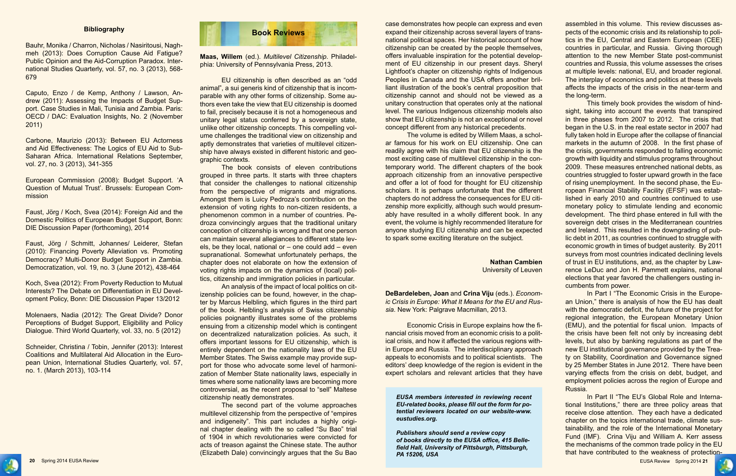## Bibliography

Bauhr, Monika / Charron, Nicholas / Nasiritousi, Naghmeh (2013): Does Corruption Cause Aid Fatigue? Public Opinion and the Aid-Corruption Paradox. International Studies Quarterly, vol. 57, no. 3 (2013), 568-679

Caputo, Enzo / de Kemp, Anthony / Lawson, Andrew (2011): Assessing the Impacts of Budget Support. Case Studies in Mali, Tunisia and Zambia. Paris: OECD / DAC: Evaluation Insights, No. 2 (November 2011)

Carbone, Maurizio (2013): Between EU Actorness and Aid Effectiveness: The Logics of EU Aid to Sub-Saharan Africa. International Relations September, vol. 27, no. 3 (2013), 341-355

European Commission (2008): Budget Support. 'A Question of Mutual Trust'. Brussels: European Commission

Faust, Jörg / Koch, Svea (2014): Foreign Aid and the Domestic Politics of European Budget Support, Bonn: DIE Discussion Paper (forthcoming), 2014

Faust, Jörg / Schmitt, Johannes/ Leiderer, Stefan (2010): Financing Poverty Alleviation vs. Promoting Democracy? Multi-Donor Budget Support in Zambia. Democratization, vol. 19, no. 3 (June 2012), 438-464

Koch, Svea (2012): From Poverty Reduction to Mutual Interests? The Debate on Differentiation in EU Development Policy, Bonn: DIE Discussion Paper 13/2012

Molenaers, Nadia (2012): The Great Divide? Donor Perceptions of Budget Support, Eligibility and Policy Dialogue. Third World Quarterly, vol. 33, no. 5 (2012)

Schneider, Christina / Tobin, Jennifer (2013): Interest Coalitions and Multilateral Aid Allocation in the European Union, International Studies Quarterly, vol. 57, no. 1. (March 2013), 103-114

## Book Reviews

**Maas, Willem** (ed.). *Multilevel Citizenship*. Philadelphia: University of Pennsylvania Press, 2013.

EU citizenship is often described as an "odd animal", a sui generis kind of citizenship that is incomparable with any other forms of citizenship. Some authors even take the view that EU citizenship is doomed to fail, precisely because it is not a homogeneous and unitary legal status conferred by a sovereign state, unlike other citizenship concepts. This compelling volume challenges the traditional view on citizenship and aptly demonstrates that varieties of multilevel citizenship have always existed in different historic and geographic contexts.

The book consists of eleven contributions grouped in three parts. It starts with three chapters that consider the challenges to national citizenship from the perspective of migrants and migrations. Amongst them is Luicy Pedroza's contribution on the extension of voting rights to non-citizen residents, a phenomenon common in a number of countries. Pedroza convincingly argues that the traditional unitary conception of citizenship is wrong and that one person can maintain several allegiances to different state levels, be they local, national or – one could add – even supranational. Somewhat unfortunately perhaps, the chapter does not elaborate on how the extension of voting rights impacts on the dynamics of (local) politics, citizenship and immigration policies in particular.

An analysis of the impact of local politics on citizenship policies can be found, however, in the chapter by Marcus Helbling, which figures in the third part of the book. Helbling's analysis of Swiss citizenship policies poignantly illustrates some of the problems ensuing from a citizenship model which is contingent on decentralized naturalization policies. As such, it offers important lessons for EU citizenship, which is entirely dependent on the nationality laws of the EU Member States. The Swiss example may provide support for those who advocate some level of harmonization of Member State nationality laws, especially in times where some nationality laws are becoming more controversial, as the recent proposal to "sell" Maltese citizenship neatly demonstrates.

The second part of the volume approaches multilevel citizenship from the perspective of "empires and indigeneity". This part includes a highly original chapter dealing with the so called "Su Bao" trial of 1904 in which revolutionaries were convicted for acts of treason against the Chinese state. The author (Elizabeth Dale) convincingly argues that the Su Bao case demonstrates how people can express and even expand their citizenship across several layers of transnational political spaces. Her historical account of how citizenship can be created by the people themselves, offers invaluable inspiration for the potential development of EU citizenship in our present days. Sheryl Lightfoot's chapter on citizenship rights of Indigenous Peoples in Canada and the USA offers another brilliant illustration of the book's central proposition that citizenship cannot and should not be viewed as a unitary construction that operates only at the national level. The various Indigenous citizenship models also show that EU citizenship is not an exceptional or novel concept different from any historical precedents.

The volume is edited by Willem Maas, a scholar famous for his work on EU citizenship. One can readily agree with his claim that EU citizenship is the most exciting case of multilevel citizenship in the contemporary world. The different chapters of the book approach citizenship from an innovative perspective and offer a lot of food for thought for EU citizenship scholars. It is perhaps unfortunate that the different chapters do not address the consequences for EU citizenship more explicitly, although such would presumably have resulted in a wholly different book. In any event, the volume is highly recommended literature for anyone studying EU citizenship and can be expected to spark some exciting literature on the subject.

**Nathan Cambien**
University of Leuven

**DeBardeleben, Joan** and **Crina Viju** (eds.). *Economic Crisis in Europe: What It Means for the EU and Russia*. New York: Palgrave Macmillan, 2013.

Economic Crisis in Europe explains how the financial crisis moved from an economic crisis to a political crisis, and how it affected the various regions within Europe and Russia. The interdisciplinary approach appeals to economists and to political scientists. The editors' deep knowledge of the region is evident in the expert scholars and relevant articles that they have assembled in this volume. This review discusses aspects of the economic crisis and its relationship to politics in the EU, Central and Eastern European (CEE) countries in particular, and Russia. Giving thorough attention to the new Member State post-communist countries and Russia, this volume assesses the crises at multiple levels: national, EU, and broader regional. The interplay of economics and politics at these levels affects the impacts of the crisis in the near-term and the long-term.

This timely book provides the wisdom of hindsight, taking into account the events that transpired in three phases from 2007 to 2012. The crisis that began in the U.S. in the real estate sector in 2007 had fully taken hold in Europe after the collapse of financial markets in the autumn of 2008. In the first phase of the crisis, governments responded to falling economic growth with liquidity and stimulus programs throughout 2009. These measures entrenched national debts, as countries struggled to foster upward growth in the face of rising unemployment. In the second phase, the European Financial Stability Facility (EFSF) was established in early 2010 and countries continued to use monetary policy to stimulate lending and economic development. The third phase entered in full with the sovereign debt crises in the Mediterranean countries and Ireland. This resulted in the downgrading of public debt in 2011, as countries continued to struggle with economic growth in times of budget austerity. By 2011 surveys from most countries indicated declining levels of trust in EU institutions, and, as the chapter by Lawrence LeDuc and Jon H. Pammett explains, national elections that year favored the challengers ousting incumbents from power.

In Part I "The Economic Crisis in the European Union," there is analysis of how the EU has dealt with the democratic deficit, the future of the project for regional integration, the European Monetary Union (EMU), and the potential for fiscal union. Impacts of the crisis have been felt not only by increasing debt levels, but also by banking regulations as part of the new EU institutional governance provided by the Treaty on Stability, Coordination and Governance signed by 25 Member States in June 2012. There have been varying effects from the crisis on debt, budget, and employment policies across the region of Europe and Russia.

In Part II "The EU's Global Role and International Institutions," there are three policy areas that receive close attention. They each have a dedicated chapter on the topics international trade, climate sustainability, and the role of the International Monetary Fund (IMF). Crina Viju and William A. Kerr assess the mechanisms of the common trade policy in the EU that have contributed to the weakness of protection-

*EUSA members interested in reviewing recent EU-related books, please fill out the form for potential reviewers located on our website-www.eustudies.org.*

*Publishers should send a review copy of books directly to the EUSA office, 415 Bellefield Hall, University of Pittsburgh, Pittsburgh, PA 15206, USA*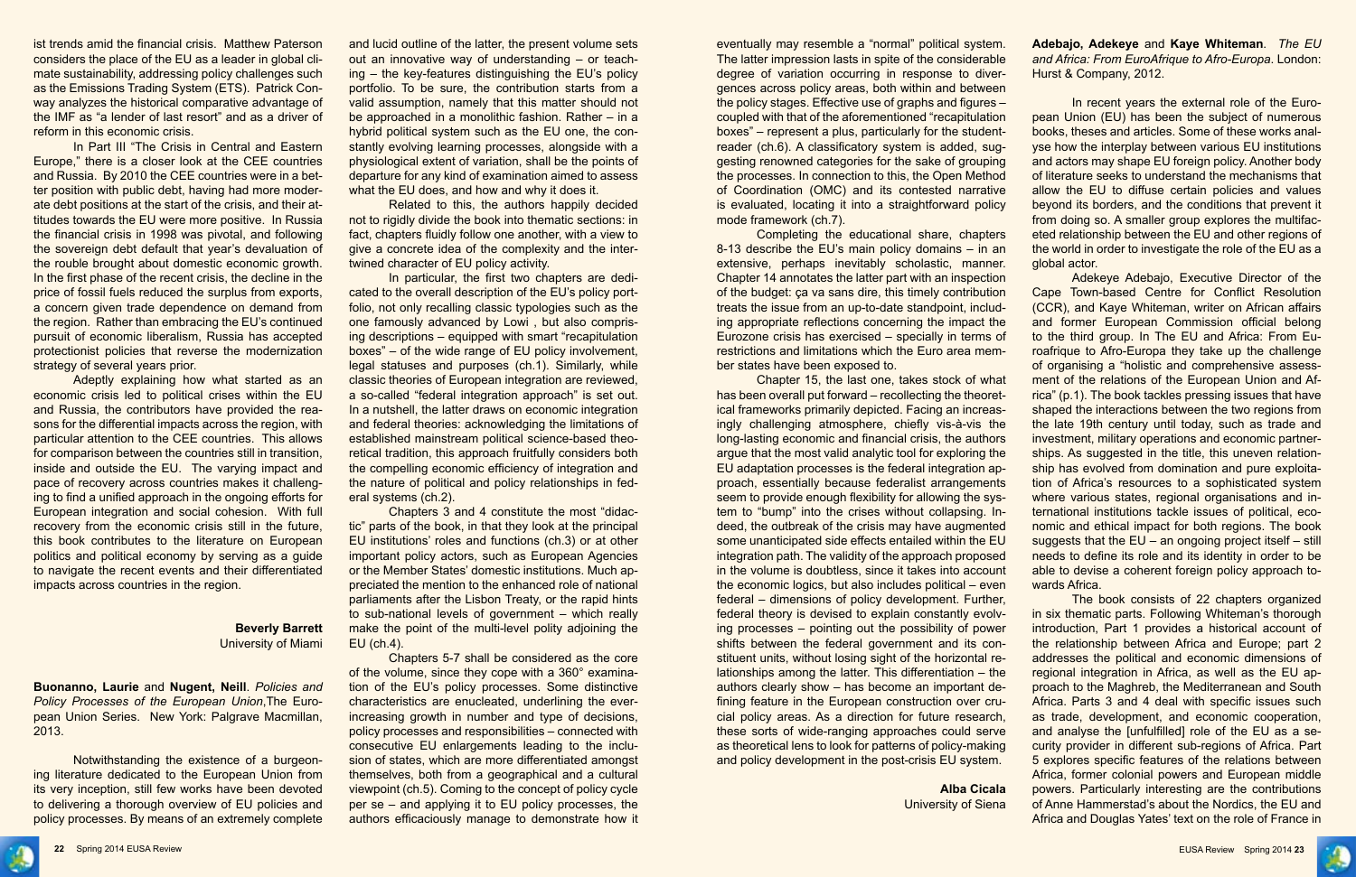ist trends amid the financial crisis. Matthew Paterson considers the place of the EU as a leader in global climate sustainability, addressing policy challenges such as the Emissions Trading System (ETS). Patrick Conway analyzes the historical comparative advantage of the IMF as "a lender of last resort" and as a driver of reform in this economic crisis.

In Part III "The Crisis in Central and Eastern Europe," there is a closer look at the CEE countries and Russia. By 2010 the CEE countries were in a better position with public debt, having had more moderate debt positions at the start of the crisis, and their attitudes towards the EU were more positive. In Russia the financial crisis in 1998 was pivotal, and following the sovereign debt default that year's devaluation of the rouble brought about domestic economic growth. In the first phase of the recent crisis, the decline in the price of fossil fuels reduced the surplus from exports, a concern given trade dependence on demand from the region. Rather than embracing the EU's continued pursuit of economic liberalism, Russia has accepted protectionist policies that reverse the modernization strategy of several years prior.

Adeptly explaining how what started as an economic crisis led to political crises within the EU and Russia, the contributors have provided the reasons for the differential impacts across the region, with particular attention to the CEE countries. This allows for comparison between the countries still in transition, inside and outside the EU. The varying impact and pace of recovery across countries makes it challenging to find a unified approach in the ongoing efforts for European integration and social cohesion. With full recovery from the economic crisis still in the future, this book contributes to the literature on European politics and political economy by serving as a guide to navigate the recent events and their differentiated impacts across countries in the region.

**Beverly Barrett**
University of Miami

**Buonanno, Laurie** and **Nugent, Neill**. *Policies and Policy Processes of the European Union*,The European Union Series. New York: Palgrave Macmillan, 2013.

Notwithstanding the existence of a burgeoning literature dedicated to the European Union from its very inception, still few works have been devoted to delivering a thorough overview of EU policies and policy processes. By means of an extremely complete and lucid outline of the latter, the present volume sets out an innovative way of understanding – or teaching – the key-features distinguishing the EU's policy portfolio. To be sure, the contribution starts from a valid assumption, namely that this matter should not be approached in a monolithic fashion. Rather – in a hybrid political system such as the EU one, the constantly evolving learning processes, alongside with a physiological extent of variation, shall be the points of departure for any kind of examination aimed to assess what the EU does, and how and why it does it.

Related to this, the authors happily decided not to rigidly divide the book into thematic sections: in fact, chapters fluidly follow one another, with a view to give a concrete idea of the complexity and the intertwined character of EU policy activity.

In particular, the first two chapters are dedicated to the overall description of the EU's policy portfolio, not only recalling classic typologies such as the one famously advanced by Lowi , but also comprising descriptions – equipped with smart "recapitulation boxes" – of the wide range of EU policy involvement, legal statuses and purposes (ch.1). Similarly, while classic theories of European integration are reviewed, a so-called "federal integration approach" is set out. In a nutshell, the latter draws on economic integration and federal theories: acknowledging the limitations of established mainstream political science-based theoretical tradition, this approach fruitfully considers both the compelling economic efficiency of integration and the nature of political and policy relationships in federal systems (ch.2).

Chapters 3 and 4 constitute the most "didactic" parts of the book, in that they look at the principal EU institutions' roles and functions (ch.3) or at other important policy actors, such as European Agencies or the Member States' domestic institutions. Much appreciated the mention to the enhanced role of national parliaments after the Lisbon Treaty, or the rapid hints to sub-national levels of government – which really make the point of the multi-level polity adjoining the EU (ch.4).

Chapters 5-7 shall be considered as the core of the volume, since they cope with a 360° examination of the EU's policy processes. Some distinctive characteristics are enucleated, underlining the ever-increasing growth in number and type of decisions, policy processes and responsibilities – connected with consecutive EU enlargements leading to the inclusion of states, which are more differentiated amongst themselves, both from a geographical and a cultural viewpoint (ch.5). Coming to the concept of policy cycle per se – and applying it to EU policy processes, the authors efficaciously manage to demonstrate how it eventually may resemble a "normal" political system. The latter impression lasts in spite of the considerable degree of variation occurring in response to divergences across policy areas, both within and between the policy stages. Effective use of graphs and figures – coupled with that of the aforementioned "recapitulation boxes" – represent a plus, particularly for the student-reader (ch.6). A classificatory system is added, suggesting renowned categories for the sake of grouping the processes. In connection to this, the Open Method of Coordination (OMC) and its contested narrative is evaluated, locating it into a straightforward policy mode framework (ch.7).

Completing the educational share, chapters 8-13 describe the EU's main policy domains – in an extensive, perhaps inevitably scholastic, manner. Chapter 14 annotates the latter part with an inspection of the budget: ça va sans dire, this timely contribution treats the issue from an up-to-date standpoint, including appropriate reflections concerning the impact the Eurozone crisis has exercised – specially in terms of restrictions and limitations which the Euro area member states have been exposed to.

Chapter 15, the last one, takes stock of what has been overall put forward – recollecting the theoretical frameworks primarily depicted. Facing an increasingly challenging atmosphere, chiefly vis-à-vis the long-lasting economic and financial crisis, the authors argue that the most valid analytic tool for exploring the EU adaptation processes is the federal integration approach, essentially because federalist arrangements seem to provide enough flexibility for allowing the system to "bump" into the crises without collapsing. Indeed, the outbreak of the crisis may have augmented some unanticipated side effects entailed within the EU integration path. The validity of the approach proposed in the volume is doubtless, since it takes into account the economic logics, but also includes political – even federal – dimensions of policy development. Further, federal theory is devised to explain constantly evolving processes – pointing out the possibility of power shifts between the federal government and its constituent units, without losing sight of the horizontal relationships among the latter. This differentiation – the authors clearly show – has become an important defining feature in the European construction over crucial policy areas. As a direction for future research, these sorts of wide-ranging approaches could serve as theoretical lens to look for patterns of policy-making and policy development in the post-crisis EU system.

**Alba Cicala**
University of Siena

**Adebajo, Adekeye** and **Kaye Whiteman**. *The EU and Africa: From EuroAfrique to Afro-Europa*. London: Hurst & Company, 2012.

In recent years the external role of the European Union (EU) has been the subject of numerous books, theses and articles. Some of these works analyse how the interplay between various EU institutions and actors may shape EU foreign policy. Another body of literature seeks to understand the mechanisms that allow the EU to diffuse certain policies and values beyond its borders, and the conditions that prevent it from doing so. A smaller group explores the multifaceted relationship between the EU and other regions of the world in order to investigate the role of the EU as a global actor.

Adekeye Adebajo, Executive Director of the Cape Town-based Centre for Conflict Resolution (CCR), and Kaye Whiteman, writer on African affairs and former European Commission official belong to the third group. In The EU and Africa: From Euroafrique to Afro-Europa they take up the challenge of organising a "holistic and comprehensive assessment of the relations of the European Union and Africa" (p.1). The book tackles pressing issues that have shaped the interactions between the two regions from the late 19th century until today, such as trade and investment, military operations and economic partnerships. As suggested in the title, this uneven relationship has evolved from domination and pure exploitation of Africa's resources to a sophisticated system where various states, regional organisations and international institutions tackle issues of political, economic and ethical impact for both regions. The book suggests that the EU – an ongoing project itself – still needs to define its role and its identity in order to be able to devise a coherent foreign policy approach towards Africa.

The book consists of 22 chapters organized in six thematic parts. Following Whiteman's thorough introduction, Part 1 provides a historical account of the relationship between Africa and Europe; part 2 addresses the political and economic dimensions of regional integration in Africa, as well as the EU approach to the Maghreb, the Mediterranean and South Africa. Parts 3 and 4 deal with specific issues such as trade, development, and economic cooperation, and analyse the [unfulfilled] role of the EU as a security provider in different sub-regions of Africa. Part 5 explores specific features of the relations between Africa, former colonial powers and European middle powers. Particularly interesting are the contributions of Anne Hammerstad's about the Nordics, the EU and Africa and Douglas Yates' text on the role of France in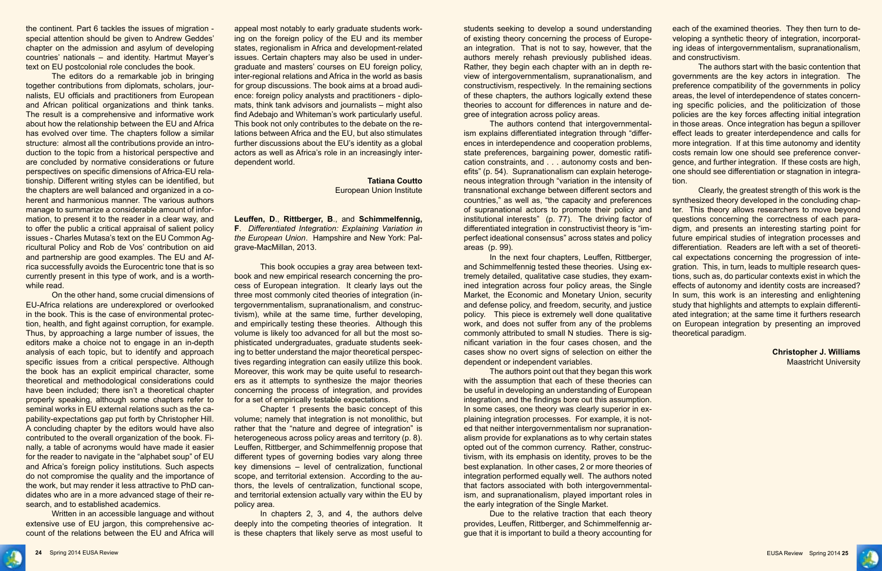the continent. Part 6 tackles the issues of migration - special attention should be given to Andrew Geddes' chapter on the admission and asylum of developing countries' nationals – and identity. Hartmut Mayer's text on EU postcolonial role concludes the book.

The editors do a remarkable job in bringing together contributions from diplomats, scholars, journalists, EU officials and practitioners from European and African political organizations and think tanks. The result is a comprehensive and informative work about how the relationship between the EU and Africa has evolved over time. The chapters follow a similar structure: almost all the contributions provide an introduction to the topic from a historical perspective and are concluded by normative considerations or future perspectives on specific dimensions of Africa-EU relationship. Different writing styles can be identified, but the chapters are well balanced and organized in a coherent and harmonious manner. The various authors manage to summarize a considerable amount of information, to present it to the reader in a clear way, and to offer the public a critical appraisal of salient policy issues - Charles Mutasa's text on the EU Common Agricultural Policy and Rob de Vos' contribution on aid and partnership are good examples. The EU and Africa successfully avoids the Eurocentric tone that is so currently present in this type of work, and is a worthwhile read.

On the other hand, some crucial dimensions of EU-Africa relations are underexplored or overlooked in the book. This is the case of environmental protection, health, and fight against corruption, for example. Thus, by approaching a large number of issues, the editors make a choice not to engage in an in-depth analysis of each topic, but to identify and approach specific issues from a critical perspective. Although the book has an explicit empirical character, some theoretical and methodological considerations could have been included; there isn't a theoretical chapter properly speaking, although some chapters refer to seminal works in EU external relations such as the capability-expectations gap put forth by Christopher Hill. A concluding chapter by the editors would have also contributed to the overall organization of the book. Finally, a table of acronyms would have made it easier for the reader to navigate in the "alphabet soup" of EU and Africa's foreign policy institutions. Such aspects do not compromise the quality and the importance of the work, but may render it less attractive to PhD candidates who are in a more advanced stage of their research, and to established academics.

Written in an accessible language and without extensive use of EU jargon, this comprehensive account of the relations between the EU and Africa will appeal most notably to early graduate students working on the foreign policy of the EU and its member states, regionalism in Africa and development-related issues. Certain chapters may also be used in undergraduate and masters' courses on EU foreign policy, inter-regional relations and Africa in the world as basis for group discussions. The book aims at a broad audience: foreign policy analysts and practitioners - diplomats, think tank advisors and journalists – might also find Adebajo and Whiteman's work particularly useful. This book not only contributes to the debate on the relations between Africa and the EU, but also stimulates further discussions about the EU's identity as a global actors as well as Africa's role in an increasingly interdependent world.

**Tatiana Coutto**
European Union Institute

**Leuffen, D.**, **Rittberger, B.**, and **Schimmelfennig, F.** *Differentiated Integration: Explaining Variation in the European Union*. Hampshire and New York: Palgrave-MacMillan, 2013.

This book occupies a gray area between textbook and new empirical research concerning the process of European integration. It clearly lays out the three most commonly cited theories of integration (intergovernmentalism, supranationalism, and constructivism), while at the same time, further developing, and empirically testing these theories. Although this volume is likely too advanced for all but the most sophisticated undergraduates, graduate students seeking to better understand the major theoretical perspectives regarding integration can easily utilize this book. Moreover, this work may be quite useful to researchers as it attempts to synthesize the major theories concerning the process of integration, and provides for a set of empirically testable expectations.

Chapter 1 presents the basic concept of this volume; namely that integration is not monolithic, but rather that the "nature and degree of integration" is heterogeneous across policy areas and territory (p. 8). Leuffen, Rittberger, and Schimmelfennig propose that different types of governing bodies vary along three key dimensions – level of centralization, functional scope, and territorial extension. According to the authors, the levels of centralization, functional scope, and territorial extension actually vary within the EU by policy area.

In chapters 2, 3, and 4, the authors delve deeply into the competing theories of integration. It is these chapters that likely serve as most useful to students seeking to develop a sound understanding of existing theory concerning the process of European integration. That is not to say, however, that the authors merely rehash previously published ideas. Rather, they begin each chapter with an in depth review of intergovernmentalism, supranationalism, and constructivism, respectively. In the remaining sections of these chapters, the authors logically extend these theories to account for differences in nature and degree of integration across policy areas.

The authors contend that intergovernmentalism explains differentiated integration through "differences in interdependence and cooperation problems, state preferences, bargaining power, domestic ratification constraints, and . . . autonomy costs and benefits" (p. 54). Supranationalism can explain heterogeneous integration through "variation in the intensity of transnational exchange between different sectors and countries," as well as, "the capacity and preferences of supranational actors to promote their policy and institutional interests" (p. 77). The driving factor of differentiated integration in constructivist theory is "imperfect ideational consensus" across states and policy areas (p. 99).

In the next four chapters, Leuffen, Rittberger, and Schimmelfennig tested these theories. Using extremely detailed, qualitative case studies, they examined integration across four policy areas, the Single Market, the Economic and Monetary Union, security and defense policy, and freedom, security, and justice policy. This piece is extremely well done qualitative work, and does not suffer from any of the problems commonly attributed to small N studies. There is significant variation in the four cases chosen, and the cases show no overt signs of selection on either the dependent or independent variables.

The authors point out that they began this work with the assumption that each of these theories can be useful in developing an understanding of European integration, and the findings bore out this assumption. In some cases, one theory was clearly superior in explaining integration processes. For example, it is noted that neither intergovernmentalism nor supranationalism provide for explanations as to why certain states opted out of the common currency. Rather, constructivism, with its emphasis on identity, proves to be the best explanation. In other cases, 2 or more theories of integration performed equally well. The authors noted that factors associated with both intergovernmentalism, and supranationalism, played important roles in the early integration of the Single Market.

Due to the relative traction that each theory provides, Leuffen, Rittberger, and Schimmelfennig argue that it is important to build a theory accounting for each of the examined theories. They then turn to developing a synthetic theory of integration, incorporating ideas of intergovernmentalism, supranationalism, and constructivism.

The authors start with the basic contention that governments are the key actors in integration. The preference compatibility of the governments in policy areas, the level of interdependence of states concerning specific policies, and the politicization of those policies are the key forces affecting initial integration in those areas. Once integration has begun a spillover effect leads to greater interdependence and calls for more integration. If at this time autonomy and identity costs remain low one should see preference convergence, and further integration. If these costs are high, one should see differentiation or stagnation in integration.

Clearly, the greatest strength of this work is the synthesized theory developed in the concluding chapter. This theory allows researchers to move beyond questions concerning the correctness of each paradigm, and presents an interesting starting point for future empirical studies of integration processes and differentiation. Readers are left with a set of theoretical expectations concerning the progression of integration. This, in turn, leads to multiple research questions, such as, do particular contexts exist in which the effects of autonomy and identity costs are increased? In sum, this work is an interesting and enlightening study that highlights and attempts to explain differentiated integration; at the same time it furthers research on European integration by presenting an improved theoretical paradigm.

**Christopher J. Williams**
Maastricht University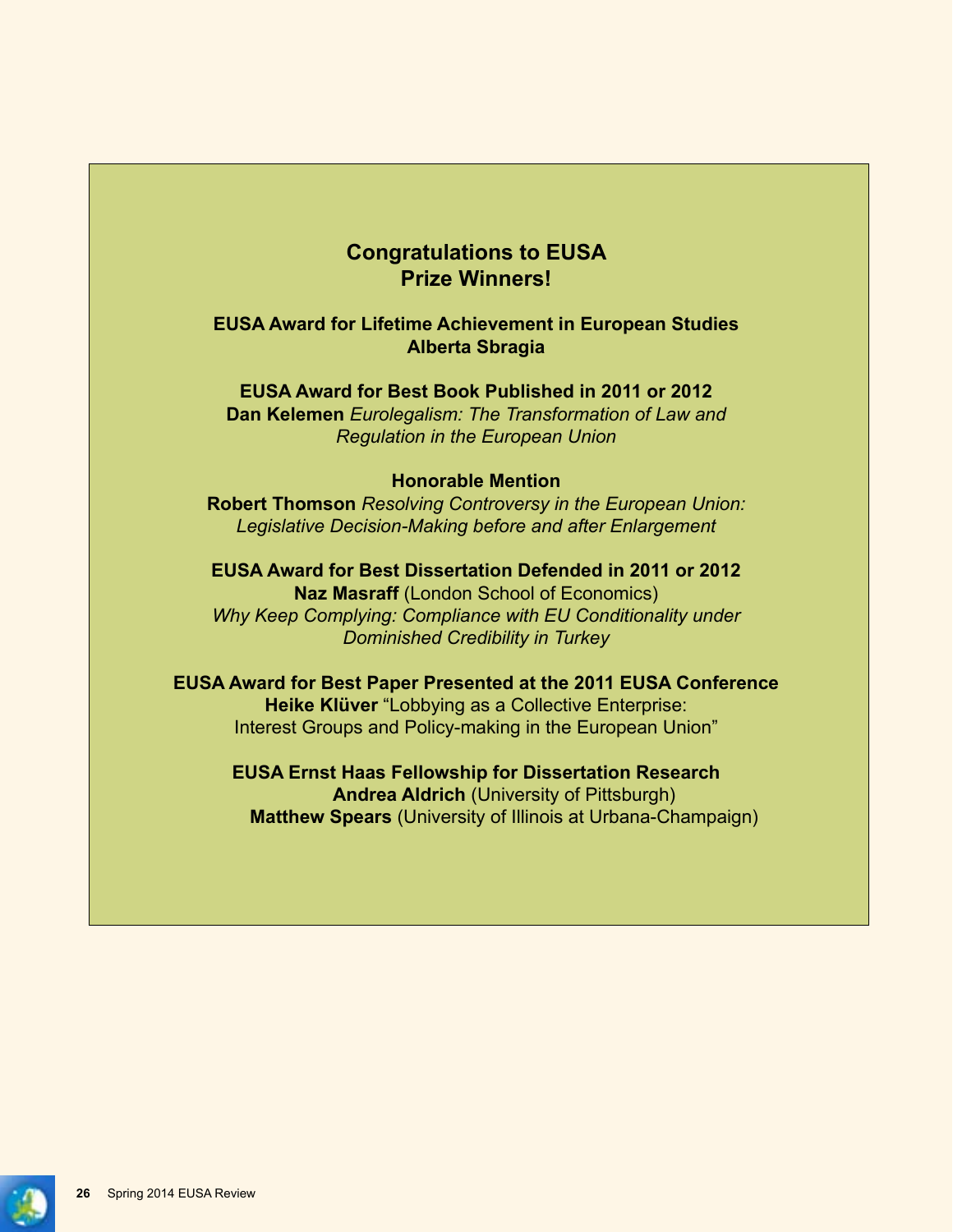## Congratulations to EUSA Prize Winners!

**EUSA Award for Lifetime Achievement in European Studies**
**Alberta Sbragia**

**EUSA Award for Best Book Published in 2011 or 2012**
**Dan Kelemen** *Eurolegalism: The Transformation of Law and Regulation in the European Union*

**Honorable Mention**
**Robert Thomson** *Resolving Controversy in the European Union: Legislative Decision-Making before and after Enlargement*

**EUSA Award for Best Dissertation Defended in 2011 or 2012**
**Naz Masraff** (London School of Economics)
*Why Keep Complying: Compliance with EU Conditionality under Dominished Credibility in Turkey*

**EUSA Award for Best Paper Presented at the 2011 EUSA Conference**
**Heike Klüver** "Lobbying as a Collective Enterprise: Interest Groups and Policy-making in the European Union"

**EUSA Ernst Haas Fellowship for Dissertation Research**
**Andrea Aldrich** (University of Pittsburgh)
**Matthew Spears** (University of Illinois at Urbana-Champaign)